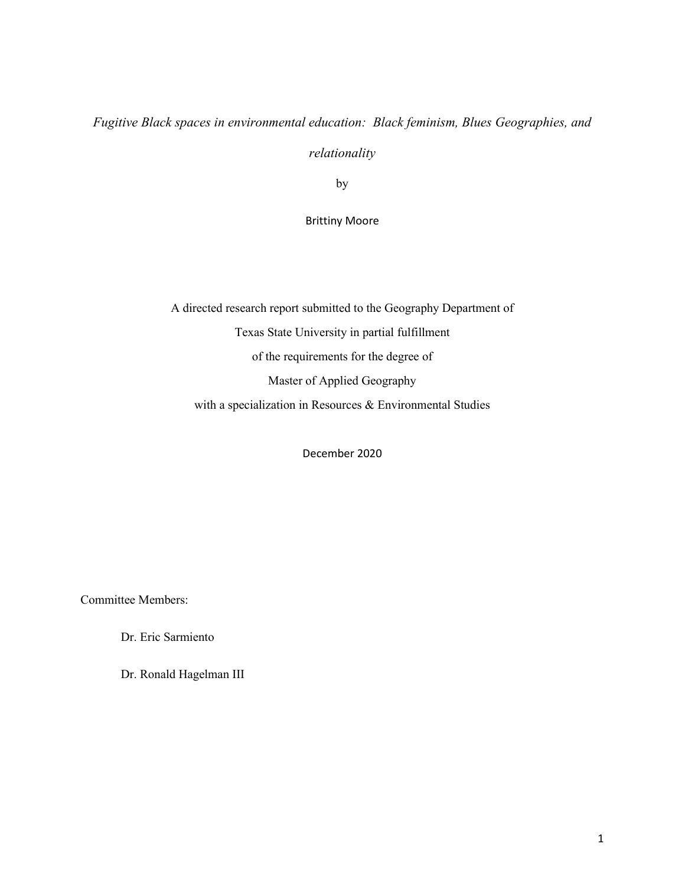*Fugitive Black spaces in environmental education: Black feminism, Blues Geographies, and relationality*

by

Brittiny Moore

A directed research report submitted to the Geography Department of

Texas State University in partial fulfillment

of the requirements for the degree of

Master of Applied Geography

with a specialization in Resources & Environmental Studies

December 2020

Committee Members:

Dr. Eric Sarmiento

Dr. Ronald Hagelman III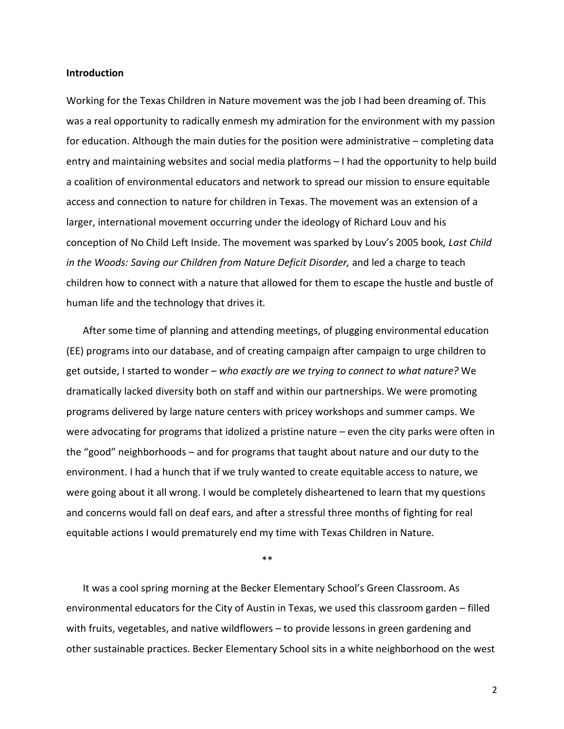**Introduction**

Working for the Texas Children in Nature movement was the job I had been dreaming of. This was a real opportunity to radically enmesh my admiration for the environment with my passion for education. Although the main duties for the position were administrative – completing data entry and maintaining websites and social media platforms – I had the opportunity to help build a coalition of environmental educators and network to spread our mission to ensure equitable access and connection to nature for children in Texas. The movement was an extension of a larger, international movement occurring under the ideology of Richard Louv and his conception of No Child Left Inside. The movement was sparked by Louv's 2005 book*, Last Child in the Woods: Saving our Children from Nature Deficit Disorder,* and led a charge to teach children how to connect with a nature that allowed for them to escape the hustle and bustle of human life and the technology that drives it.

After some time of planning and attending meetings, of plugging environmental education (EE) programs into our database, and of creating campaign after campaign to urge children to get outside, I started to wonder – *who exactly are we trying to connect to what nature?* We dramatically lacked diversity both on staff and within our partnerships. We were promoting programs delivered by large nature centers with pricey workshops and summer camps. We were advocating for programs that idolized a pristine nature – even the city parks were often in the "good" neighborhoods – and for programs that taught about nature and our duty to the environment. I had a hunch that if we truly wanted to create equitable access to nature, we were going about it all wrong. I would be completely disheartened to learn that my questions and concerns would fall on deaf ears, and after a stressful three months of fighting for real equitable actions I would prematurely end my time with Texas Children in Nature.

**

It was a cool spring morning at the Becker Elementary School's Green Classroom. As environmental educators for the City of Austin in Texas, we used this classroom garden – filled with fruits, vegetables, and native wildflowers – to provide lessons in green gardening and other sustainable practices. Becker Elementary School sits in a white neighborhood on the west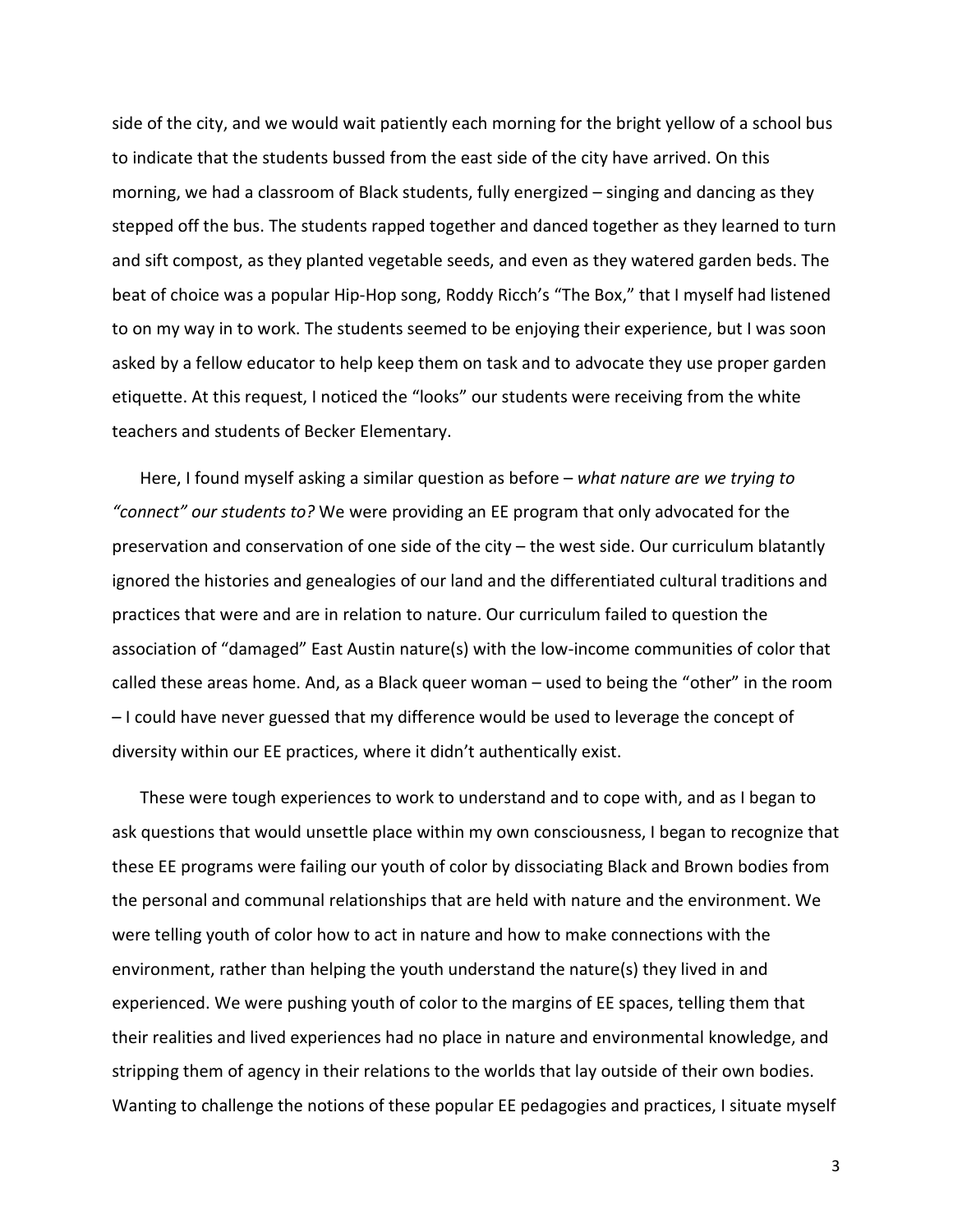side of the city, and we would wait patiently each morning for the bright yellow of a school bus to indicate that the students bussed from the east side of the city have arrived. On this morning, we had a classroom of Black students, fully energized – singing and dancing as they stepped off the bus. The students rapped together and danced together as they learned to turn and sift compost, as they planted vegetable seeds, and even as they watered garden beds. The beat of choice was a popular Hip-Hop song, Roddy Ricch's "The Box," that I myself had listened to on my way in to work. The students seemed to be enjoying their experience, but I was soon asked by a fellow educator to help keep them on task and to advocate they use proper garden etiquette. At this request, I noticed the "looks" our students were receiving from the white teachers and students of Becker Elementary.

Here, I found myself asking a similar question as before – *what nature are we trying to "connect" our students to?* We were providing an EE program that only advocated for the preservation and conservation of one side of the city – the west side. Our curriculum blatantly ignored the histories and genealogies of our land and the differentiated cultural traditions and practices that were and are in relation to nature. Our curriculum failed to question the association of "damaged" East Austin nature(s) with the low-income communities of color that called these areas home. And, as a Black queer woman – used to being the "other" in the room – I could have never guessed that my difference would be used to leverage the concept of diversity within our EE practices, where it didn't authentically exist.

These were tough experiences to work to understand and to cope with, and as I began to ask questions that would unsettle place within my own consciousness, I began to recognize that these EE programs were failing our youth of color by dissociating Black and Brown bodies from the personal and communal relationships that are held with nature and the environment. We were telling youth of color how to act in nature and how to make connections with the environment, rather than helping the youth understand the nature(s) they lived in and experienced. We were pushing youth of color to the margins of EE spaces, telling them that their realities and lived experiences had no place in nature and environmental knowledge, and stripping them of agency in their relations to the worlds that lay outside of their own bodies. Wanting to challenge the notions of these popular EE pedagogies and practices, I situate myself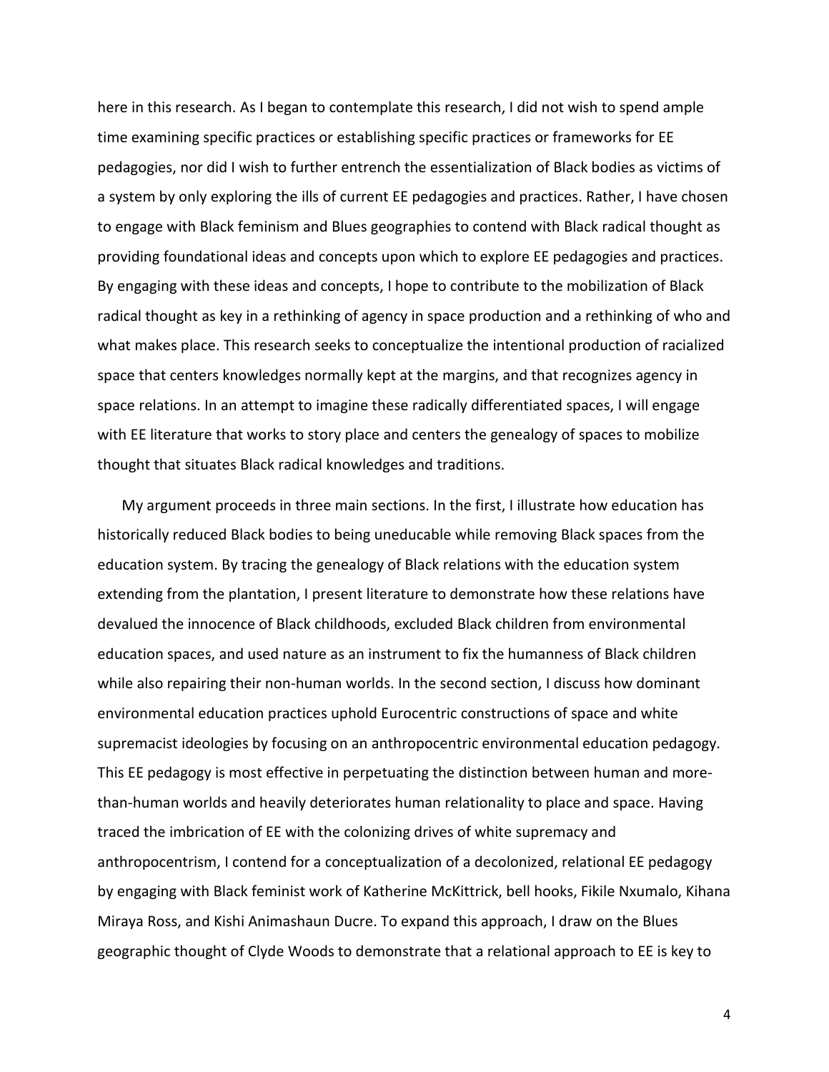here in this research. As I began to contemplate this research, I did not wish to spend ample time examining specific practices or establishing specific practices or frameworks for EE pedagogies, nor did I wish to further entrench the essentialization of Black bodies as victims of a system by only exploring the ills of current EE pedagogies and practices. Rather, I have chosen to engage with Black feminism and Blues geographies to contend with Black radical thought as providing foundational ideas and concepts upon which to explore EE pedagogies and practices. By engaging with these ideas and concepts, I hope to contribute to the mobilization of Black radical thought as key in a rethinking of agency in space production and a rethinking of who and what makes place. This research seeks to conceptualize the intentional production of racialized space that centers knowledges normally kept at the margins, and that recognizes agency in space relations. In an attempt to imagine these radically differentiated spaces, I will engage with EE literature that works to story place and centers the genealogy of spaces to mobilize thought that situates Black radical knowledges and traditions.

My argument proceeds in three main sections. In the first, I illustrate how education has historically reduced Black bodies to being uneducable while removing Black spaces from the education system. By tracing the genealogy of Black relations with the education system extending from the plantation, I present literature to demonstrate how these relations have devalued the innocence of Black childhoods, excluded Black children from environmental education spaces, and used nature as an instrument to fix the humanness of Black children while also repairing their non-human worlds. In the second section, I discuss how dominant environmental education practices uphold Eurocentric constructions of space and white supremacist ideologies by focusing on an anthropocentric environmental education pedagogy. This EE pedagogy is most effective in perpetuating the distinction between human and more-than-human worlds and heavily deteriorates human relationality to place and space. Having traced the imbrication of EE with the colonizing drives of white supremacy and anthropocentrism, I contend for a conceptualization of a decolonized, relational EE pedagogy by engaging with Black feminist work of Katherine McKittrick, bell hooks, Fikile Nxumalo, Kihana Miraya Ross, and Kishi Animashaun Ducre. To expand this approach, I draw on the Blues geographic thought of Clyde Woods to demonstrate that a relational approach to EE is key to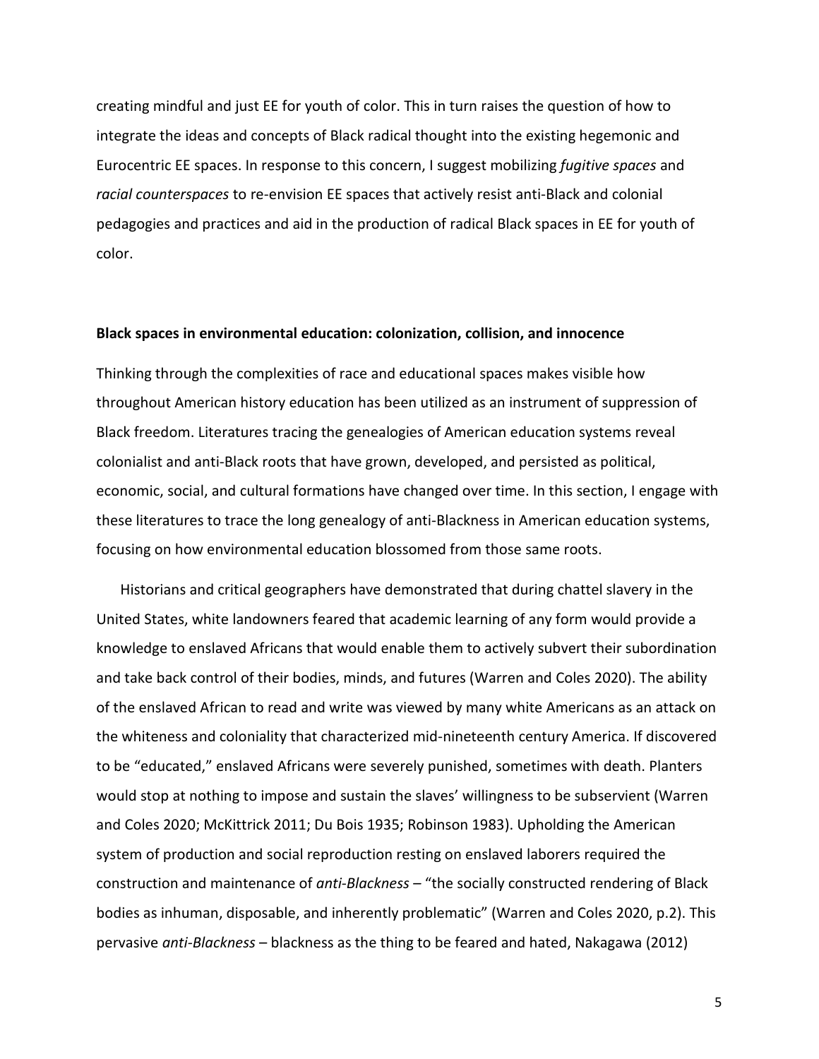creating mindful and just EE for youth of color. This in turn raises the question of how to integrate the ideas and concepts of Black radical thought into the existing hegemonic and Eurocentric EE spaces. In response to this concern, I suggest mobilizing *fugitive spaces* and *racial counterspaces* to re-envision EE spaces that actively resist anti-Black and colonial pedagogies and practices and aid in the production of radical Black spaces in EE for youth of color.

## Black spaces in environmental education: colonization, collision, and innocence

Thinking through the complexities of race and educational spaces makes visible how throughout American history education has been utilized as an instrument of suppression of Black freedom. Literatures tracing the genealogies of American education systems reveal colonialist and anti-Black roots that have grown, developed, and persisted as political, economic, social, and cultural formations have changed over time. In this section, I engage with these literatures to trace the long genealogy of anti-Blackness in American education systems, focusing on how environmental education blossomed from those same roots.

Historians and critical geographers have demonstrated that during chattel slavery in the United States, white landowners feared that academic learning of any form would provide a knowledge to enslaved Africans that would enable them to actively subvert their subordination and take back control of their bodies, minds, and futures (Warren and Coles 2020). The ability of the enslaved African to read and write was viewed by many white Americans as an attack on the whiteness and coloniality that characterized mid-nineteenth century America. If discovered to be "educated," enslaved Africans were severely punished, sometimes with death. Planters would stop at nothing to impose and sustain the slaves' willingness to be subservient (Warren and Coles 2020; McKittrick 2011; Du Bois 1935; Robinson 1983). Upholding the American system of production and social reproduction resting on enslaved laborers required the construction and maintenance of *anti-Blackness* – "the socially constructed rendering of Black bodies as inhuman, disposable, and inherently problematic" (Warren and Coles 2020, p.2). This pervasive *anti-Blackness* – blackness as the thing to be feared and hated, Nakagawa (2012)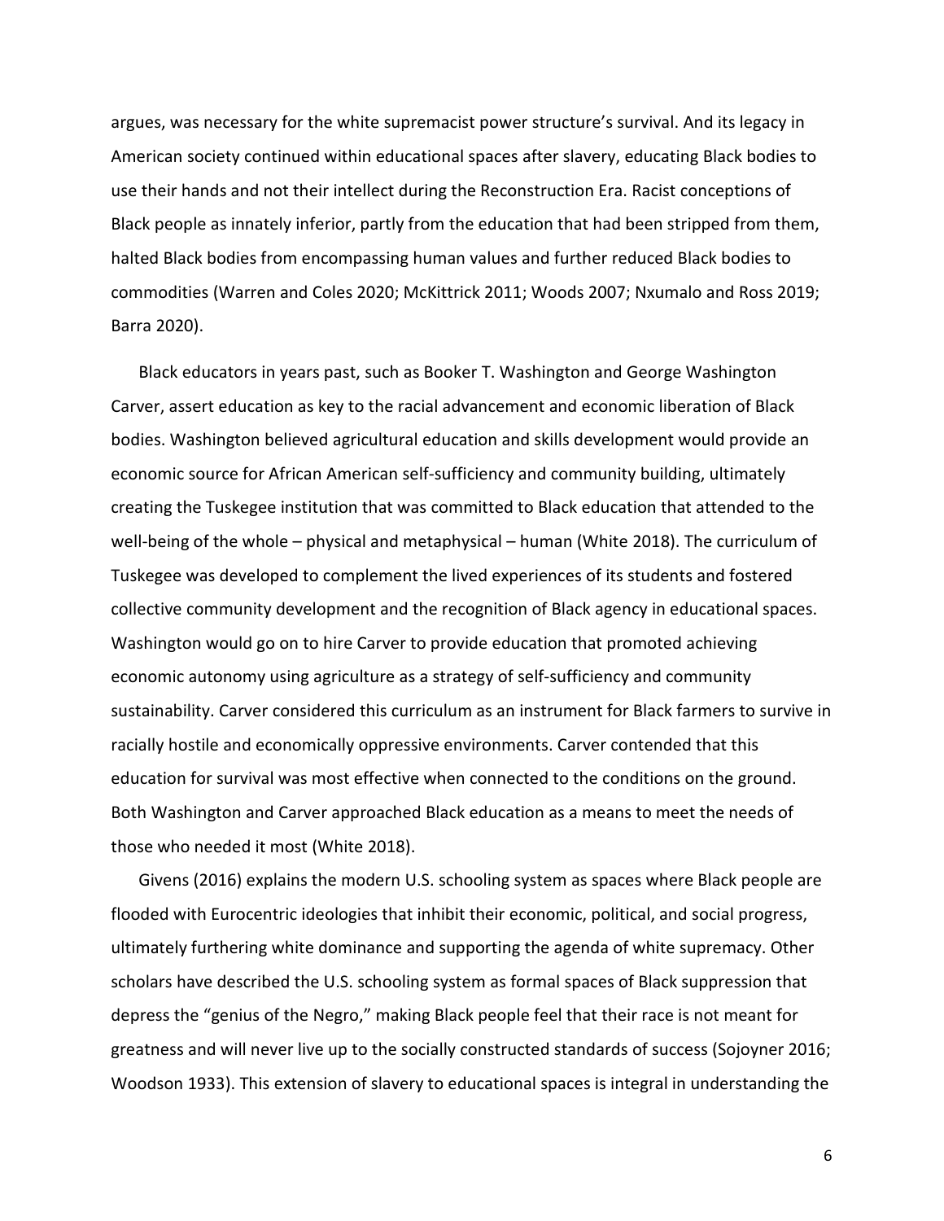argues, was necessary for the white supremacist power structure's survival. And its legacy in American society continued within educational spaces after slavery, educating Black bodies to use their hands and not their intellect during the Reconstruction Era. Racist conceptions of Black people as innately inferior, partly from the education that had been stripped from them, halted Black bodies from encompassing human values and further reduced Black bodies to commodities (Warren and Coles 2020; McKittrick 2011; Woods 2007; Nxumalo and Ross 2019; Barra 2020).

Black educators in years past, such as Booker T. Washington and George Washington Carver, assert education as key to the racial advancement and economic liberation of Black bodies. Washington believed agricultural education and skills development would provide an economic source for African American self-sufficiency and community building, ultimately creating the Tuskegee institution that was committed to Black education that attended to the well-being of the whole – physical and metaphysical – human (White 2018). The curriculum of Tuskegee was developed to complement the lived experiences of its students and fostered collective community development and the recognition of Black agency in educational spaces. Washington would go on to hire Carver to provide education that promoted achieving economic autonomy using agriculture as a strategy of self-sufficiency and community sustainability. Carver considered this curriculum as an instrument for Black farmers to survive in racially hostile and economically oppressive environments. Carver contended that this education for survival was most effective when connected to the conditions on the ground. Both Washington and Carver approached Black education as a means to meet the needs of those who needed it most (White 2018).

Givens (2016) explains the modern U.S. schooling system as spaces where Black people are flooded with Eurocentric ideologies that inhibit their economic, political, and social progress, ultimately furthering white dominance and supporting the agenda of white supremacy. Other scholars have described the U.S. schooling system as formal spaces of Black suppression that depress the "genius of the Negro," making Black people feel that their race is not meant for greatness and will never live up to the socially constructed standards of success (Sojoyner 2016; Woodson 1933). This extension of slavery to educational spaces is integral in understanding the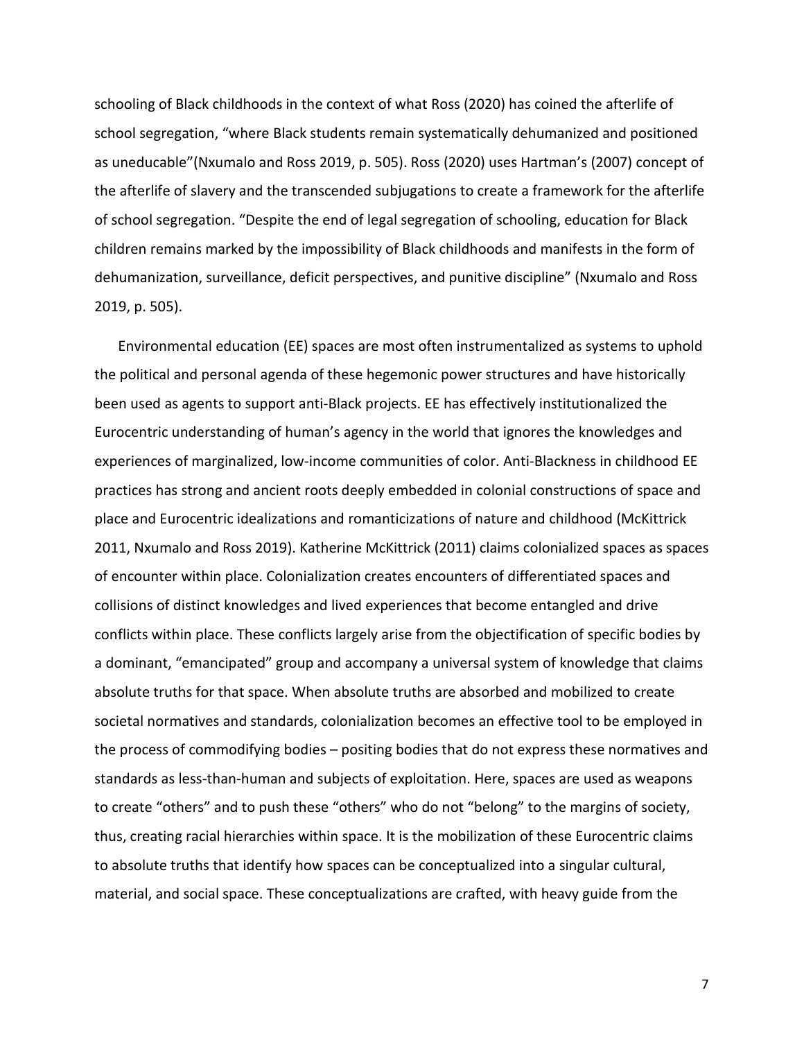schooling of Black childhoods in the context of what Ross (2020) has coined the afterlife of school segregation, "where Black students remain systematically dehumanized and positioned as uneducable"(Nxumalo and Ross 2019, p. 505). Ross (2020) uses Hartman's (2007) concept of the afterlife of slavery and the transcended subjugations to create a framework for the afterlife of school segregation. "Despite the end of legal segregation of schooling, education for Black children remains marked by the impossibility of Black childhoods and manifests in the form of dehumanization, surveillance, deficit perspectives, and punitive discipline" (Nxumalo and Ross 2019, p. 505).

Environmental education (EE) spaces are most often instrumentalized as systems to uphold the political and personal agenda of these hegemonic power structures and have historically been used as agents to support anti-Black projects. EE has effectively institutionalized the Eurocentric understanding of human's agency in the world that ignores the knowledges and experiences of marginalized, low-income communities of color. Anti-Blackness in childhood EE practices has strong and ancient roots deeply embedded in colonial constructions of space and place and Eurocentric idealizations and romanticizations of nature and childhood (McKittrick 2011, Nxumalo and Ross 2019). Katherine McKittrick (2011) claims colonialized spaces as spaces of encounter within place. Colonialization creates encounters of differentiated spaces and collisions of distinct knowledges and lived experiences that become entangled and drive conflicts within place. These conflicts largely arise from the objectification of specific bodies by a dominant, "emancipated" group and accompany a universal system of knowledge that claims absolute truths for that space. When absolute truths are absorbed and mobilized to create societal normatives and standards, colonialization becomes an effective tool to be employed in the process of commodifying bodies – positing bodies that do not express these normatives and standards as less-than-human and subjects of exploitation. Here, spaces are used as weapons to create "others" and to push these "others" who do not "belong" to the margins of society, thus, creating racial hierarchies within space. It is the mobilization of these Eurocentric claims to absolute truths that identify how spaces can be conceptualized into a singular cultural, material, and social space. These conceptualizations are crafted, with heavy guide from the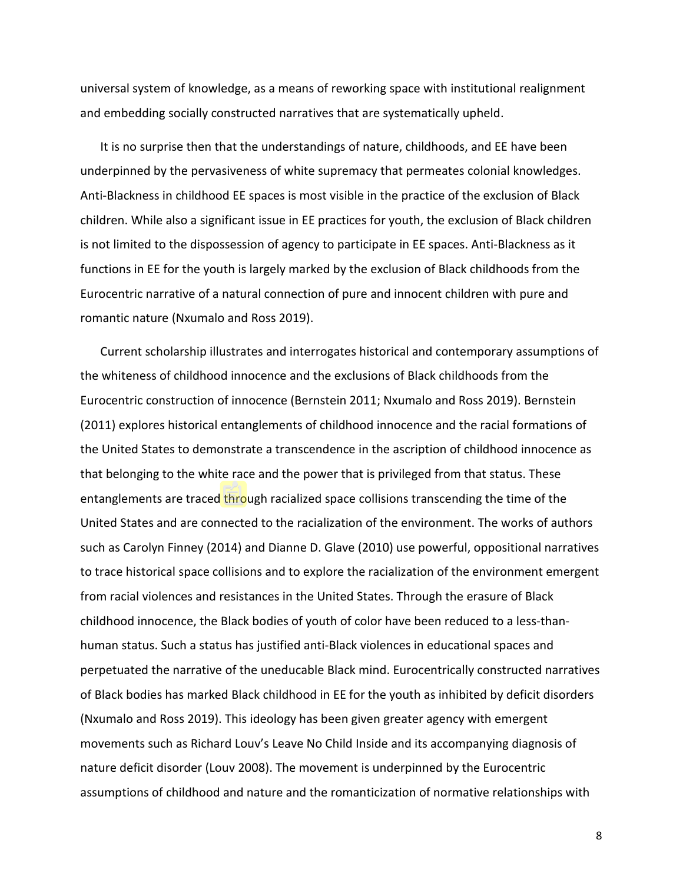universal system of knowledge, as a means of reworking space with institutional realignment and embedding socially constructed narratives that are systematically upheld.

It is no surprise then that the understandings of nature, childhoods, and EE have been underpinned by the pervasiveness of white supremacy that permeates colonial knowledges. Anti-Blackness in childhood EE spaces is most visible in the practice of the exclusion of Black children. While also a significant issue in EE practices for youth, the exclusion of Black children is not limited to the dispossession of agency to participate in EE spaces. Anti-Blackness as it functions in EE for the youth is largely marked by the exclusion of Black childhoods from the Eurocentric narrative of a natural connection of pure and innocent children with pure and romantic nature (Nxumalo and Ross 2019).

Current scholarship illustrates and interrogates historical and contemporary assumptions of the whiteness of childhood innocence and the exclusions of Black childhoods from the Eurocentric construction of innocence (Bernstein 2011; Nxumalo and Ross 2019). Bernstein (2011) explores historical entanglements of childhood innocence and the racial formations of the United States to demonstrate a transcendence in the ascription of childhood innocence as that belonging to the white race and the power that is privileged from that status. These entanglements are traced through racialized space collisions transcending the time of the United States and are connected to the racialization of the environment. The works of authors such as Carolyn Finney (2014) and Dianne D. Glave (2010) use powerful, oppositional narratives to trace historical space collisions and to explore the racialization of the environment emergent from racial violences and resistances in the United States. Through the erasure of Black childhood innocence, the Black bodies of youth of color have been reduced to a less-than-human status. Such a status has justified anti-Black violences in educational spaces and perpetuated the narrative of the uneducable Black mind. Eurocentrically constructed narratives of Black bodies has marked Black childhood in EE for the youth as inhibited by deficit disorders (Nxumalo and Ross 2019). This ideology has been given greater agency with emergent movements such as Richard Louv's Leave No Child Inside and its accompanying diagnosis of nature deficit disorder (Louv 2008). The movement is underpinned by the Eurocentric assumptions of childhood and nature and the romanticization of normative relationships with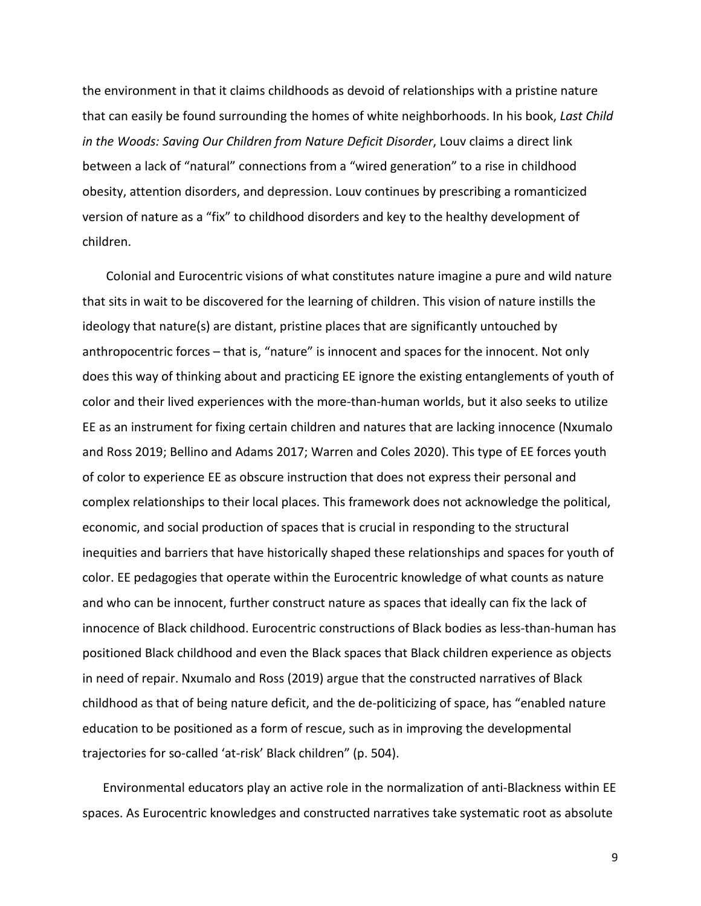the environment in that it claims childhoods as devoid of relationships with a pristine nature that can easily be found surrounding the homes of white neighborhoods. In his book, *Last Child in the Woods: Saving Our Children from Nature Deficit Disorder*, Louv claims a direct link between a lack of "natural" connections from a "wired generation" to a rise in childhood obesity, attention disorders, and depression. Louv continues by prescribing a romanticized version of nature as a "fix" to childhood disorders and key to the healthy development of children.

Colonial and Eurocentric visions of what constitutes nature imagine a pure and wild nature that sits in wait to be discovered for the learning of children. This vision of nature instills the ideology that nature(s) are distant, pristine places that are significantly untouched by anthropocentric forces – that is, "nature" is innocent and spaces for the innocent. Not only does this way of thinking about and practicing EE ignore the existing entanglements of youth of color and their lived experiences with the more-than-human worlds, but it also seeks to utilize EE as an instrument for fixing certain children and natures that are lacking innocence (Nxumalo and Ross 2019; Bellino and Adams 2017; Warren and Coles 2020). This type of EE forces youth of color to experience EE as obscure instruction that does not express their personal and complex relationships to their local places. This framework does not acknowledge the political, economic, and social production of spaces that is crucial in responding to the structural inequities and barriers that have historically shaped these relationships and spaces for youth of color. EE pedagogies that operate within the Eurocentric knowledge of what counts as nature and who can be innocent, further construct nature as spaces that ideally can fix the lack of innocence of Black childhood. Eurocentric constructions of Black bodies as less-than-human has positioned Black childhood and even the Black spaces that Black children experience as objects in need of repair. Nxumalo and Ross (2019) argue that the constructed narratives of Black childhood as that of being nature deficit, and the de-politicizing of space, has "enabled nature education to be positioned as a form of rescue, such as in improving the developmental trajectories for so-called 'at-risk' Black children" (p. 504).

Environmental educators play an active role in the normalization of anti-Blackness within EE spaces. As Eurocentric knowledges and constructed narratives take systematic root as absolute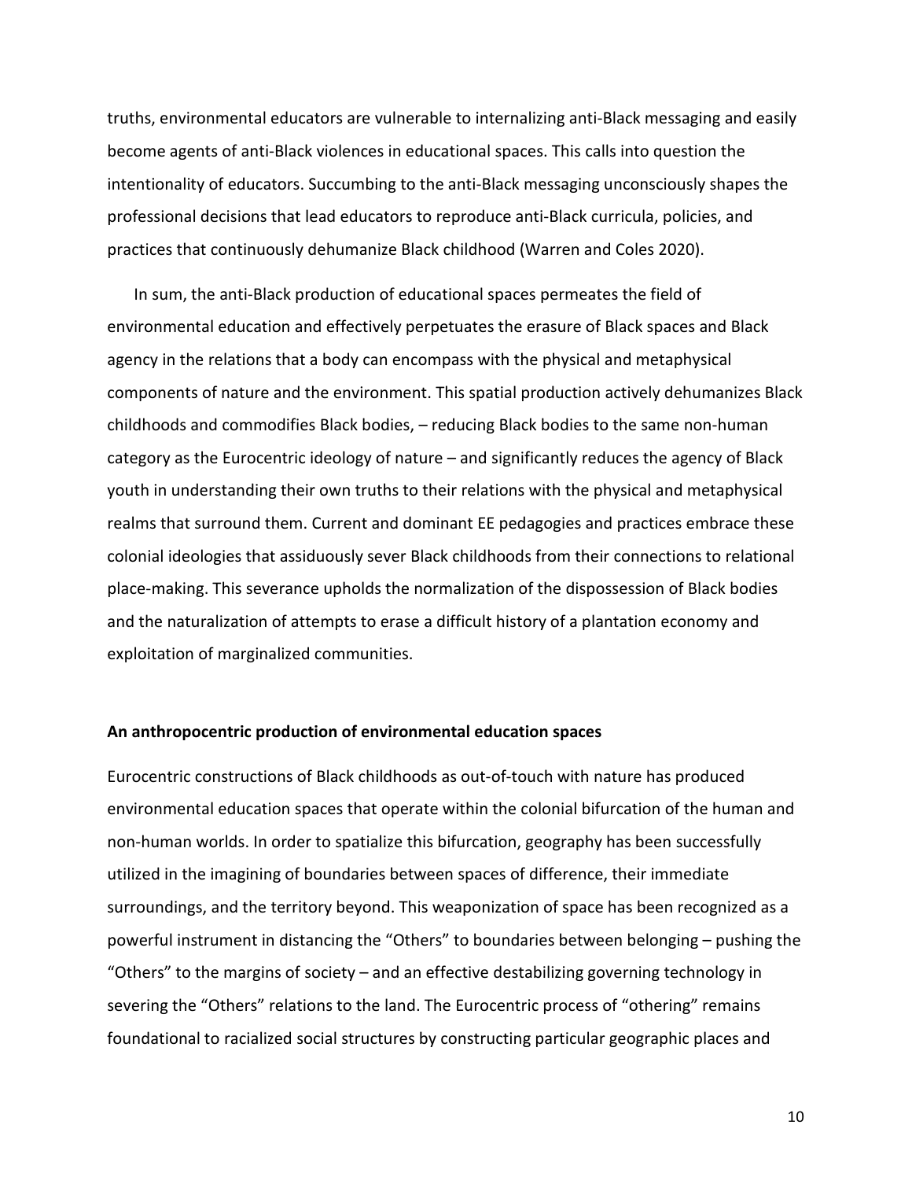truths, environmental educators are vulnerable to internalizing anti-Black messaging and easily become agents of anti-Black violences in educational spaces. This calls into question the intentionality of educators. Succumbing to the anti-Black messaging unconsciously shapes the professional decisions that lead educators to reproduce anti-Black curricula, policies, and practices that continuously dehumanize Black childhood (Warren and Coles 2020).

In sum, the anti-Black production of educational spaces permeates the field of environmental education and effectively perpetuates the erasure of Black spaces and Black agency in the relations that a body can encompass with the physical and metaphysical components of nature and the environment. This spatial production actively dehumanizes Black childhoods and commodifies Black bodies, – reducing Black bodies to the same non-human category as the Eurocentric ideology of nature – and significantly reduces the agency of Black youth in understanding their own truths to their relations with the physical and metaphysical realms that surround them. Current and dominant EE pedagogies and practices embrace these colonial ideologies that assiduously sever Black childhoods from their connections to relational place-making. This severance upholds the normalization of the dispossession of Black bodies and the naturalization of attempts to erase a difficult history of a plantation economy and exploitation of marginalized communities.

**An anthropocentric production of environmental education spaces**

Eurocentric constructions of Black childhoods as out-of-touch with nature has produced environmental education spaces that operate within the colonial bifurcation of the human and non-human worlds. In order to spatialize this bifurcation, geography has been successfully utilized in the imagining of boundaries between spaces of difference, their immediate surroundings, and the territory beyond. This weaponization of space has been recognized as a powerful instrument in distancing the "Others" to boundaries between belonging – pushing the "Others" to the margins of society – and an effective destabilizing governing technology in severing the "Others" relations to the land. The Eurocentric process of "othering" remains foundational to racialized social structures by constructing particular geographic places and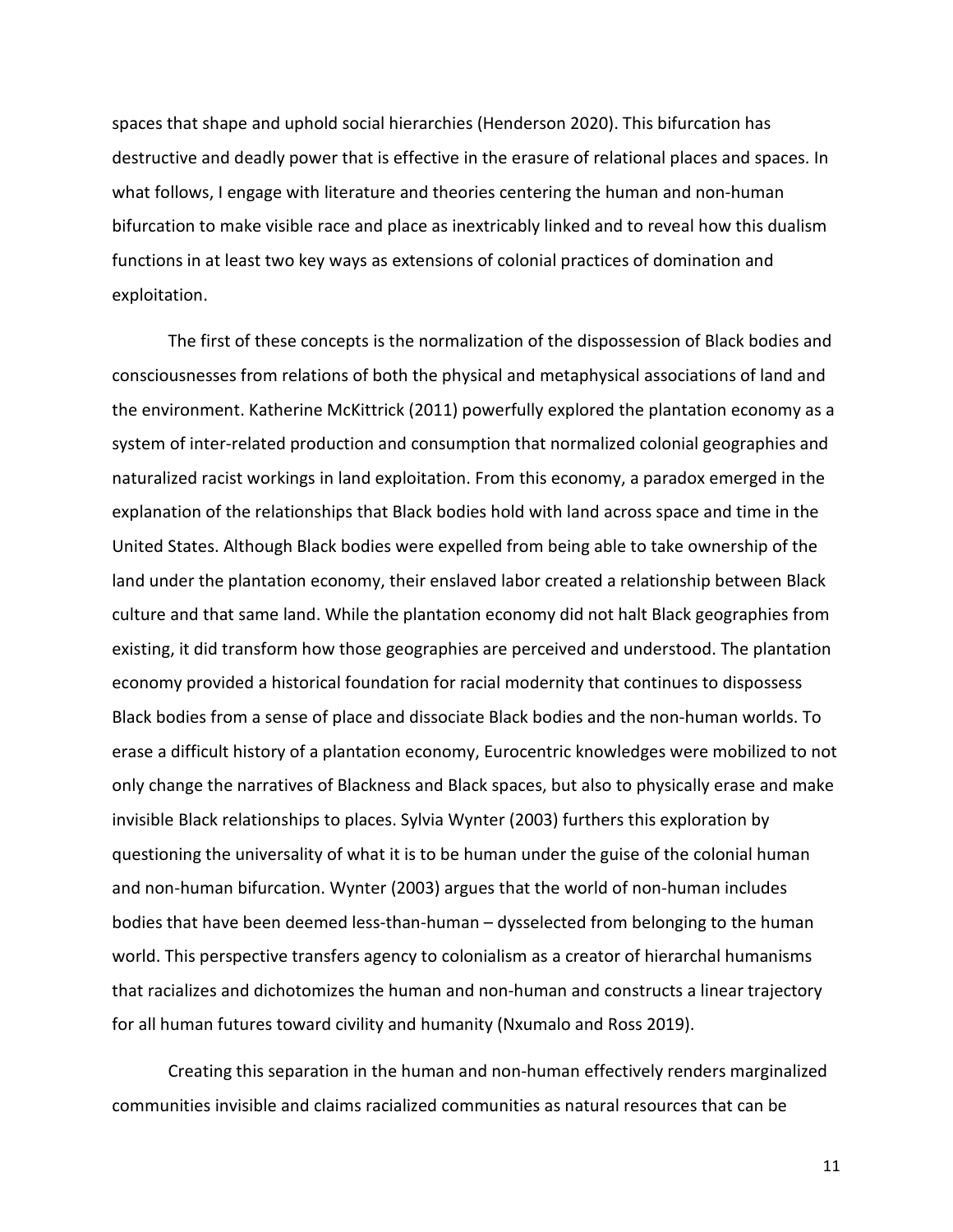spaces that shape and uphold social hierarchies (Henderson 2020). This bifurcation has destructive and deadly power that is effective in the erasure of relational places and spaces. In what follows, I engage with literature and theories centering the human and non-human bifurcation to make visible race and place as inextricably linked and to reveal how this dualism functions in at least two key ways as extensions of colonial practices of domination and exploitation.

The first of these concepts is the normalization of the dispossession of Black bodies and consciousnesses from relations of both the physical and metaphysical associations of land and the environment. Katherine McKittrick (2011) powerfully explored the plantation economy as a system of inter-related production and consumption that normalized colonial geographies and naturalized racist workings in land exploitation. From this economy, a paradox emerged in the explanation of the relationships that Black bodies hold with land across space and time in the United States. Although Black bodies were expelled from being able to take ownership of the land under the plantation economy, their enslaved labor created a relationship between Black culture and that same land. While the plantation economy did not halt Black geographies from existing, it did transform how those geographies are perceived and understood. The plantation economy provided a historical foundation for racial modernity that continues to dispossess Black bodies from a sense of place and dissociate Black bodies and the non-human worlds. To erase a difficult history of a plantation economy, Eurocentric knowledges were mobilized to not only change the narratives of Blackness and Black spaces, but also to physically erase and make invisible Black relationships to places. Sylvia Wynter (2003) furthers this exploration by questioning the universality of what it is to be human under the guise of the colonial human and non-human bifurcation. Wynter (2003) argues that the world of non-human includes bodies that have been deemed less-than-human – dysselected from belonging to the human world. This perspective transfers agency to colonialism as a creator of hierarchal humanisms that racializes and dichotomizes the human and non-human and constructs a linear trajectory for all human futures toward civility and humanity (Nxumalo and Ross 2019).

Creating this separation in the human and non-human effectively renders marginalized communities invisible and claims racialized communities as natural resources that can be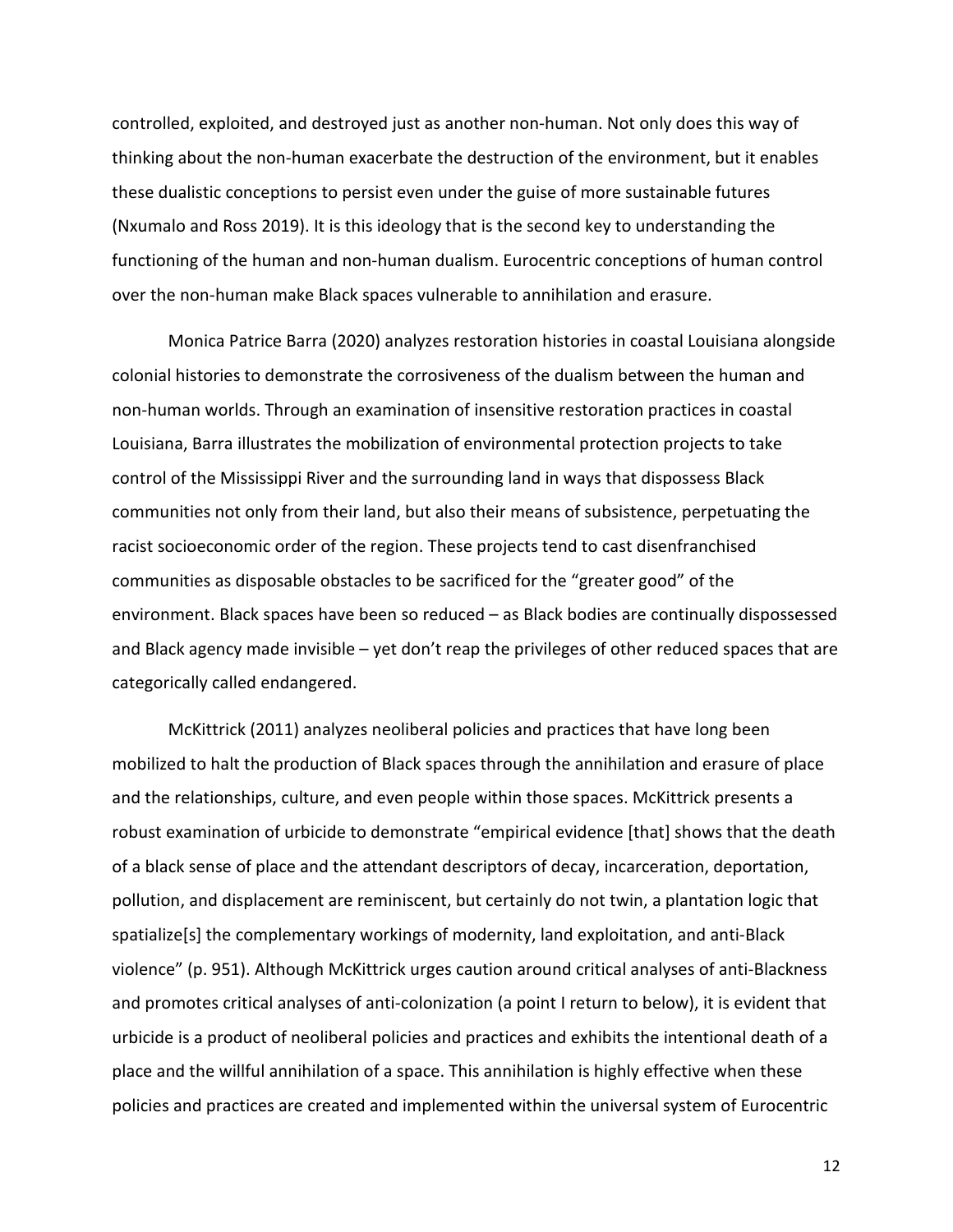controlled, exploited, and destroyed just as another non-human. Not only does this way of thinking about the non-human exacerbate the destruction of the environment, but it enables these dualistic conceptions to persist even under the guise of more sustainable futures (Nxumalo and Ross 2019). It is this ideology that is the second key to understanding the functioning of the human and non-human dualism. Eurocentric conceptions of human control over the non-human make Black spaces vulnerable to annihilation and erasure.

Monica Patrice Barra (2020) analyzes restoration histories in coastal Louisiana alongside colonial histories to demonstrate the corrosiveness of the dualism between the human and non-human worlds. Through an examination of insensitive restoration practices in coastal Louisiana, Barra illustrates the mobilization of environmental protection projects to take control of the Mississippi River and the surrounding land in ways that dispossess Black communities not only from their land, but also their means of subsistence, perpetuating the racist socioeconomic order of the region. These projects tend to cast disenfranchised communities as disposable obstacles to be sacrificed for the "greater good" of the environment. Black spaces have been so reduced – as Black bodies are continually dispossessed and Black agency made invisible – yet don't reap the privileges of other reduced spaces that are categorically called endangered.

McKittrick (2011) analyzes neoliberal policies and practices that have long been mobilized to halt the production of Black spaces through the annihilation and erasure of place and the relationships, culture, and even people within those spaces. McKittrick presents a robust examination of urbicide to demonstrate "empirical evidence [that] shows that the death of a black sense of place and the attendant descriptors of decay, incarceration, deportation, pollution, and displacement are reminiscent, but certainly do not twin, a plantation logic that spatialize[s] the complementary workings of modernity, land exploitation, and anti-Black violence" (p. 951). Although McKittrick urges caution around critical analyses of anti-Blackness and promotes critical analyses of anti-colonization (a point I return to below), it is evident that urbicide is a product of neoliberal policies and practices and exhibits the intentional death of a place and the willful annihilation of a space. This annihilation is highly effective when these policies and practices are created and implemented within the universal system of Eurocentric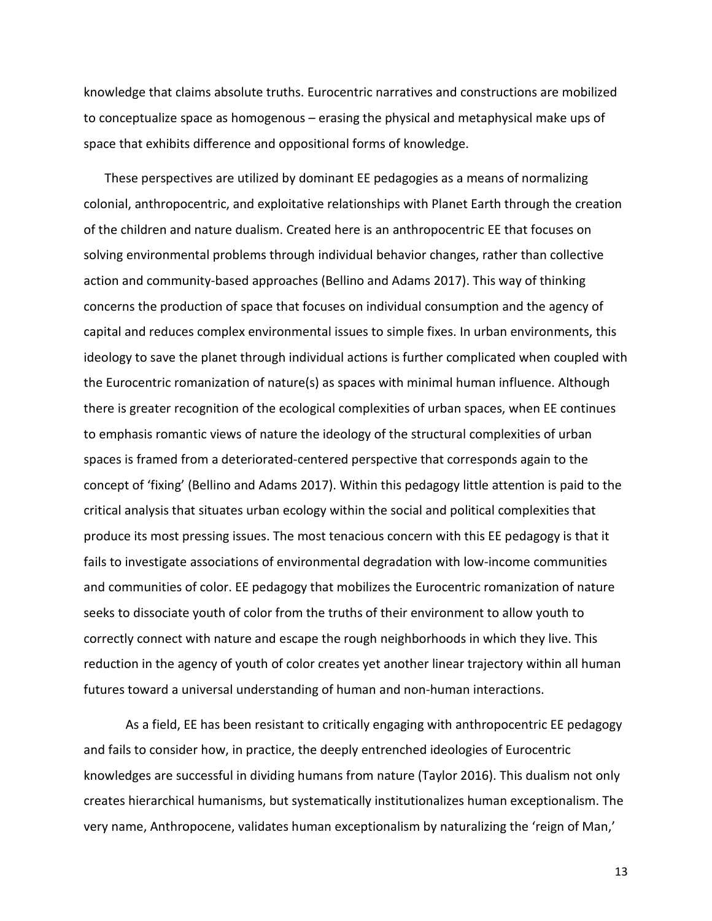knowledge that claims absolute truths. Eurocentric narratives and constructions are mobilized to conceptualize space as homogenous – erasing the physical and metaphysical make ups of space that exhibits difference and oppositional forms of knowledge.

These perspectives are utilized by dominant EE pedagogies as a means of normalizing colonial, anthropocentric, and exploitative relationships with Planet Earth through the creation of the children and nature dualism. Created here is an anthropocentric EE that focuses on solving environmental problems through individual behavior changes, rather than collective action and community-based approaches (Bellino and Adams 2017). This way of thinking concerns the production of space that focuses on individual consumption and the agency of capital and reduces complex environmental issues to simple fixes. In urban environments, this ideology to save the planet through individual actions is further complicated when coupled with the Eurocentric romanization of nature(s) as spaces with minimal human influence. Although there is greater recognition of the ecological complexities of urban spaces, when EE continues to emphasis romantic views of nature the ideology of the structural complexities of urban spaces is framed from a deteriorated-centered perspective that corresponds again to the concept of 'fixing' (Bellino and Adams 2017). Within this pedagogy little attention is paid to the critical analysis that situates urban ecology within the social and political complexities that produce its most pressing issues. The most tenacious concern with this EE pedagogy is that it fails to investigate associations of environmental degradation with low-income communities and communities of color. EE pedagogy that mobilizes the Eurocentric romanization of nature seeks to dissociate youth of color from the truths of their environment to allow youth to correctly connect with nature and escape the rough neighborhoods in which they live. This reduction in the agency of youth of color creates yet another linear trajectory within all human futures toward a universal understanding of human and non-human interactions.

As a field, EE has been resistant to critically engaging with anthropocentric EE pedagogy and fails to consider how, in practice, the deeply entrenched ideologies of Eurocentric knowledges are successful in dividing humans from nature (Taylor 2016). This dualism not only creates hierarchical humanisms, but systematically institutionalizes human exceptionalism. The very name, Anthropocene, validates human exceptionalism by naturalizing the 'reign of Man,'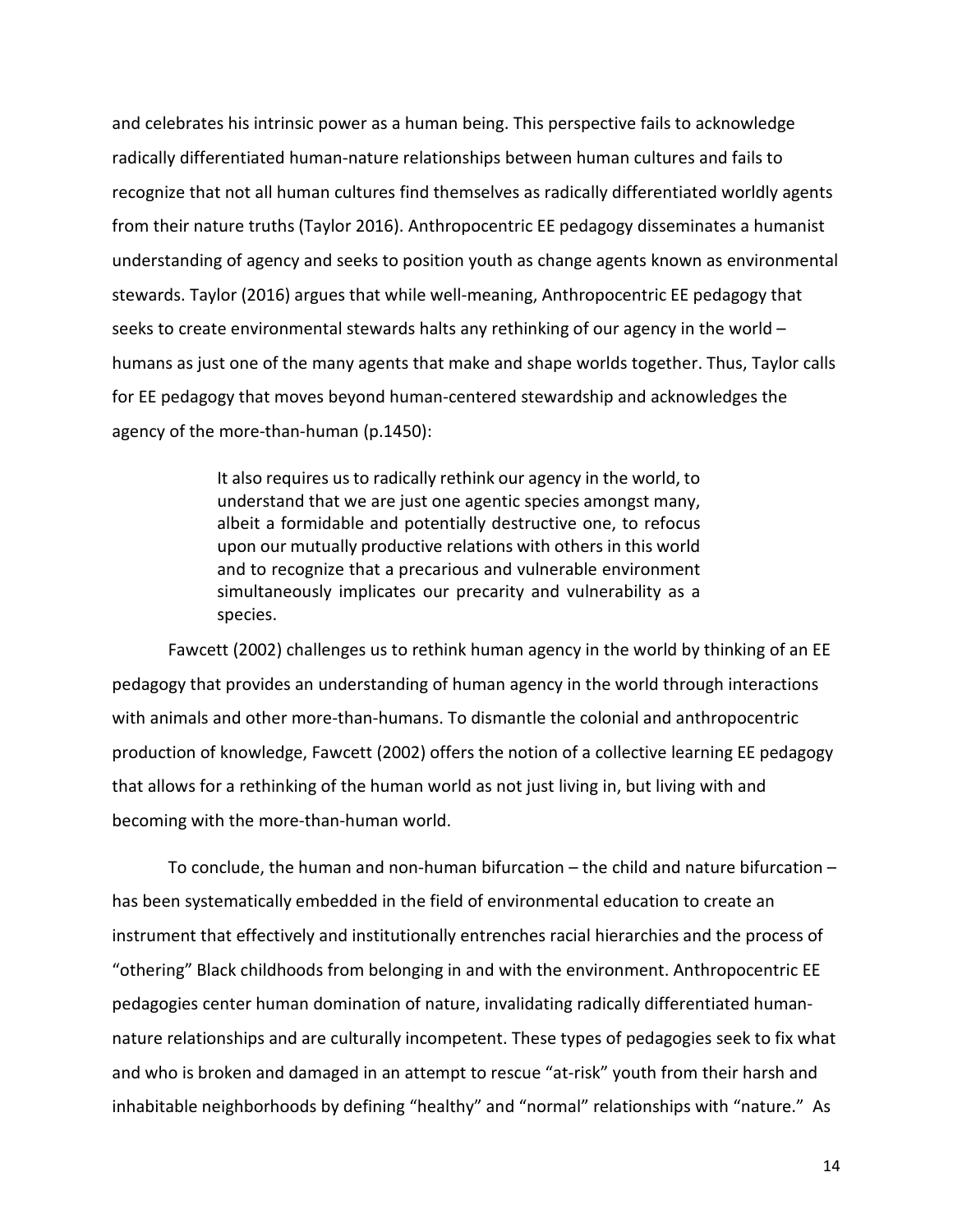and celebrates his intrinsic power as a human being. This perspective fails to acknowledge radically differentiated human-nature relationships between human cultures and fails to recognize that not all human cultures find themselves as radically differentiated worldly agents from their nature truths (Taylor 2016). Anthropocentric EE pedagogy disseminates a humanist understanding of agency and seeks to position youth as change agents known as environmental stewards. Taylor (2016) argues that while well-meaning, Anthropocentric EE pedagogy that seeks to create environmental stewards halts any rethinking of our agency in the world – humans as just one of the many agents that make and shape worlds together. Thus, Taylor calls for EE pedagogy that moves beyond human-centered stewardship and acknowledges the agency of the more-than-human (p.1450):

> It also requires us to radically rethink our agency in the world, to understand that we are just one agentic species amongst many, albeit a formidable and potentially destructive one, to refocus upon our mutually productive relations with others in this world and to recognize that a precarious and vulnerable environment simultaneously implicates our precarity and vulnerability as a species.

Fawcett (2002) challenges us to rethink human agency in the world by thinking of an EE pedagogy that provides an understanding of human agency in the world through interactions with animals and other more-than-humans. To dismantle the colonial and anthropocentric production of knowledge, Fawcett (2002) offers the notion of a collective learning EE pedagogy that allows for a rethinking of the human world as not just living in, but living with and becoming with the more-than-human world.

To conclude, the human and non-human bifurcation – the child and nature bifurcation – has been systematically embedded in the field of environmental education to create an instrument that effectively and institutionally entrenches racial hierarchies and the process of "othering" Black childhoods from belonging in and with the environment. Anthropocentric EE pedagogies center human domination of nature, invalidating radically differentiated human-nature relationships and are culturally incompetent. These types of pedagogies seek to fix what and who is broken and damaged in an attempt to rescue "at-risk" youth from their harsh and inhabitable neighborhoods by defining "healthy" and "normal" relationships with "nature." As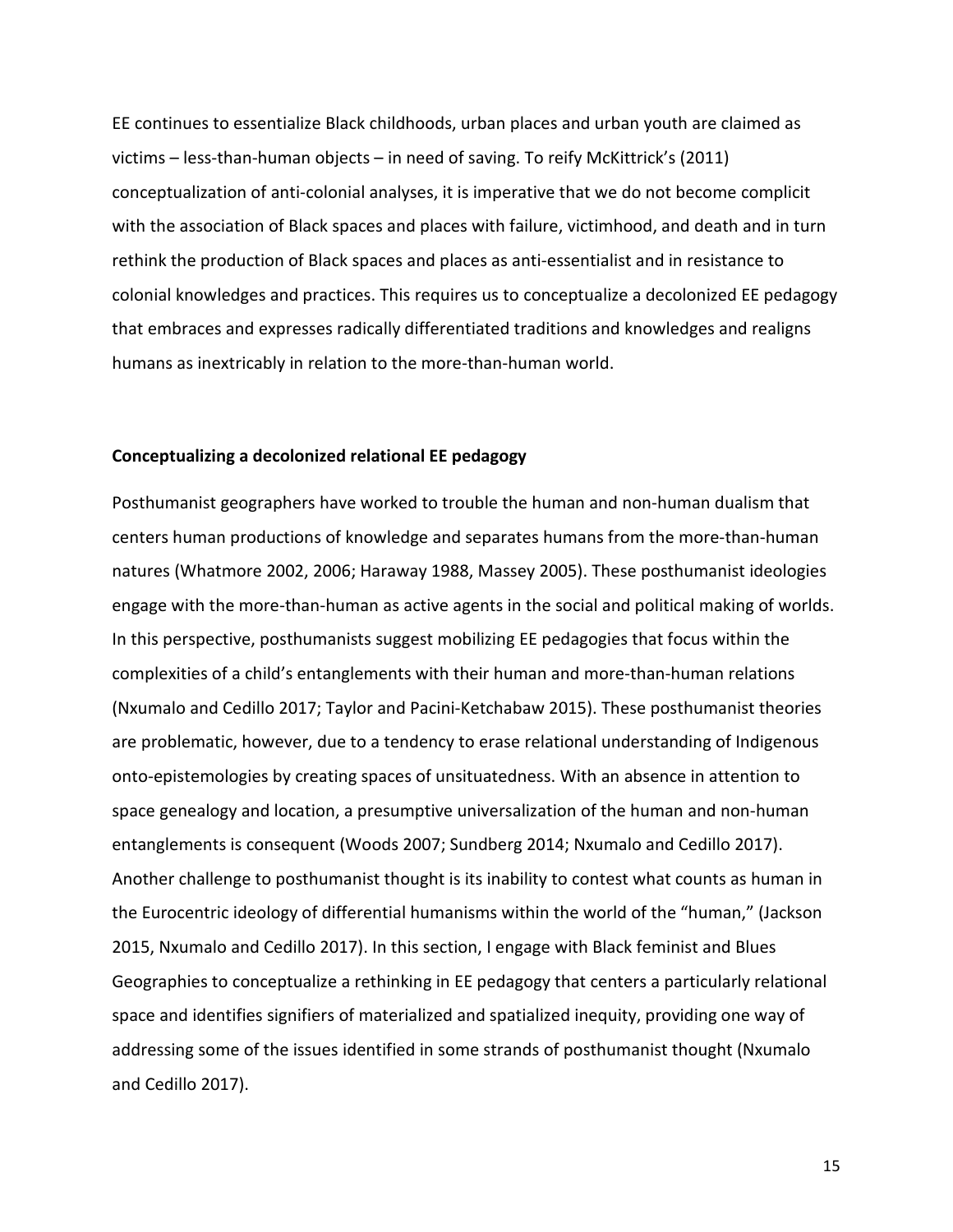EE continues to essentialize Black childhoods, urban places and urban youth are claimed as victims – less-than-human objects – in need of saving. To reify McKittrick's (2011) conceptualization of anti-colonial analyses, it is imperative that we do not become complicit with the association of Black spaces and places with failure, victimhood, and death and in turn rethink the production of Black spaces and places as anti-essentialist and in resistance to colonial knowledges and practices. This requires us to conceptualize a decolonized EE pedagogy that embraces and expresses radically differentiated traditions and knowledges and realigns humans as inextricably in relation to the more-than-human world.

**Conceptualizing a decolonized relational EE pedagogy**

Posthumanist geographers have worked to trouble the human and non-human dualism that centers human productions of knowledge and separates humans from the more-than-human natures (Whatmore 2002, 2006; Haraway 1988, Massey 2005). These posthumanist ideologies engage with the more-than-human as active agents in the social and political making of worlds. In this perspective, posthumanists suggest mobilizing EE pedagogies that focus within the complexities of a child's entanglements with their human and more-than-human relations (Nxumalo and Cedillo 2017; Taylor and Pacini-Ketchabaw 2015). These posthumanist theories are problematic, however, due to a tendency to erase relational understanding of Indigenous onto-epistemologies by creating spaces of unsituatedness. With an absence in attention to space genealogy and location, a presumptive universalization of the human and non-human entanglements is consequent (Woods 2007; Sundberg 2014; Nxumalo and Cedillo 2017). Another challenge to posthumanist thought is its inability to contest what counts as human in the Eurocentric ideology of differential humanisms within the world of the "human," (Jackson 2015, Nxumalo and Cedillo 2017). In this section, I engage with Black feminist and Blues Geographies to conceptualize a rethinking in EE pedagogy that centers a particularly relational space and identifies signifiers of materialized and spatialized inequity, providing one way of addressing some of the issues identified in some strands of posthumanist thought (Nxumalo and Cedillo 2017).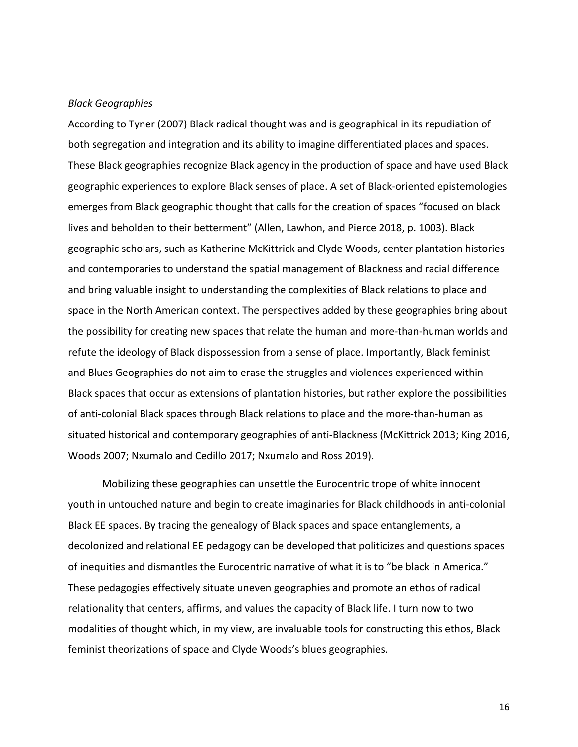*Black Geographies*

According to Tyner (2007) Black radical thought was and is geographical in its repudiation of both segregation and integration and its ability to imagine differentiated places and spaces. These Black geographies recognize Black agency in the production of space and have used Black geographic experiences to explore Black senses of place. A set of Black-oriented epistemologies emerges from Black geographic thought that calls for the creation of spaces "focused on black lives and beholden to their betterment" (Allen, Lawhon, and Pierce 2018, p. 1003). Black geographic scholars, such as Katherine McKittrick and Clyde Woods, center plantation histories and contemporaries to understand the spatial management of Blackness and racial difference and bring valuable insight to understanding the complexities of Black relations to place and space in the North American context. The perspectives added by these geographies bring about the possibility for creating new spaces that relate the human and more-than-human worlds and refute the ideology of Black dispossession from a sense of place. Importantly, Black feminist and Blues Geographies do not aim to erase the struggles and violences experienced within Black spaces that occur as extensions of plantation histories, but rather explore the possibilities of anti-colonial Black spaces through Black relations to place and the more-than-human as situated historical and contemporary geographies of anti-Blackness (McKittrick 2013; King 2016, Woods 2007; Nxumalo and Cedillo 2017; Nxumalo and Ross 2019).

Mobilizing these geographies can unsettle the Eurocentric trope of white innocent youth in untouched nature and begin to create imaginaries for Black childhoods in anti-colonial Black EE spaces. By tracing the genealogy of Black spaces and space entanglements, a decolonized and relational EE pedagogy can be developed that politicizes and questions spaces of inequities and dismantles the Eurocentric narrative of what it is to "be black in America." These pedagogies effectively situate uneven geographies and promote an ethos of radical relationality that centers, affirms, and values the capacity of Black life. I turn now to two modalities of thought which, in my view, are invaluable tools for constructing this ethos, Black feminist theorizations of space and Clyde Woods's blues geographies.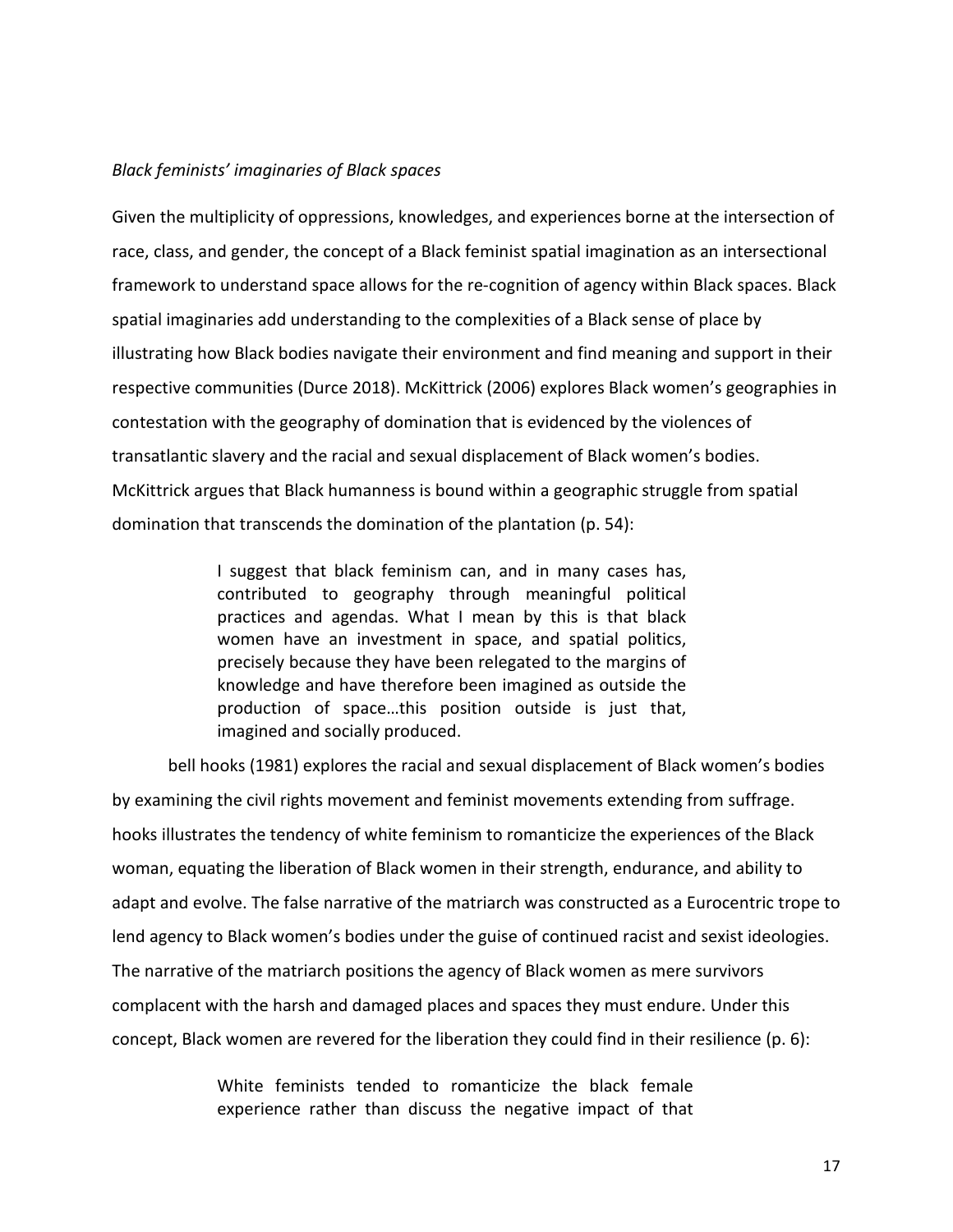*Black feminists' imaginaries of Black spaces*

Given the multiplicity of oppressions, knowledges, and experiences borne at the intersection of race, class, and gender, the concept of a Black feminist spatial imagination as an intersectional framework to understand space allows for the re-cognition of agency within Black spaces. Black spatial imaginaries add understanding to the complexities of a Black sense of place by illustrating how Black bodies navigate their environment and find meaning and support in their respective communities (Durce 2018). McKittrick (2006) explores Black women's geographies in contestation with the geography of domination that is evidenced by the violences of transatlantic slavery and the racial and sexual displacement of Black women's bodies. McKittrick argues that Black humanness is bound within a geographic struggle from spatial domination that transcends the domination of the plantation (p. 54):

> I suggest that black feminism can, and in many cases has, contributed to geography through meaningful political practices and agendas. What I mean by this is that black women have an investment in space, and spatial politics, precisely because they have been relegated to the margins of knowledge and have therefore been imagined as outside the production of space…this position outside is just that, imagined and socially produced.

bell hooks (1981) explores the racial and sexual displacement of Black women's bodies by examining the civil rights movement and feminist movements extending from suffrage. hooks illustrates the tendency of white feminism to romanticize the experiences of the Black woman, equating the liberation of Black women in their strength, endurance, and ability to adapt and evolve. The false narrative of the matriarch was constructed as a Eurocentric trope to lend agency to Black women's bodies under the guise of continued racist and sexist ideologies. The narrative of the matriarch positions the agency of Black women as mere survivors complacent with the harsh and damaged places and spaces they must endure. Under this concept, Black women are revered for the liberation they could find in their resilience (p. 6):

> White feminists tended to romanticize the black female experience rather than discuss the negative impact of that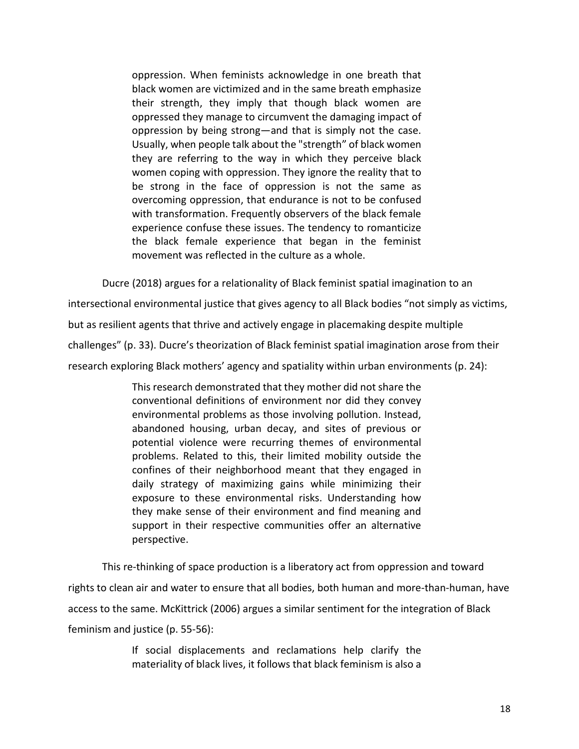> oppression. When feminists acknowledge in one breath that black women are victimized and in the same breath emphasize their strength, they imply that though black women are oppressed they manage to circumvent the damaging impact of oppression by being strong—and that is simply not the case. Usually, when people talk about the "strength" of black women they are referring to the way in which they perceive black women coping with oppression. They ignore the reality that to be strong in the face of oppression is not the same as overcoming oppression, that endurance is not to be confused with transformation. Frequently observers of the black female experience confuse these issues. The tendency to romanticize the black female experience that began in the feminist movement was reflected in the culture as a whole.

Ducre (2018) argues for a relationality of Black feminist spatial imagination to an intersectional environmental justice that gives agency to all Black bodies "not simply as victims, but as resilient agents that thrive and actively engage in placemaking despite multiple challenges" (p. 33). Ducre's theorization of Black feminist spatial imagination arose from their research exploring Black mothers' agency and spatiality within urban environments (p. 24):

> This research demonstrated that they mother did not share the conventional definitions of environment nor did they convey environmental problems as those involving pollution. Instead, abandoned housing, urban decay, and sites of previous or potential violence were recurring themes of environmental problems. Related to this, their limited mobility outside the confines of their neighborhood meant that they engaged in daily strategy of maximizing gains while minimizing their exposure to these environmental risks. Understanding how they make sense of their environment and find meaning and support in their respective communities offer an alternative perspective.

This re-thinking of space production is a liberatory act from oppression and toward rights to clean air and water to ensure that all bodies, both human and more-than-human, have access to the same. McKittrick (2006) argues a similar sentiment for the integration of Black feminism and justice (p. 55-56):

> If social displacements and reclamations help clarify the materiality of black lives, it follows that black feminism is also a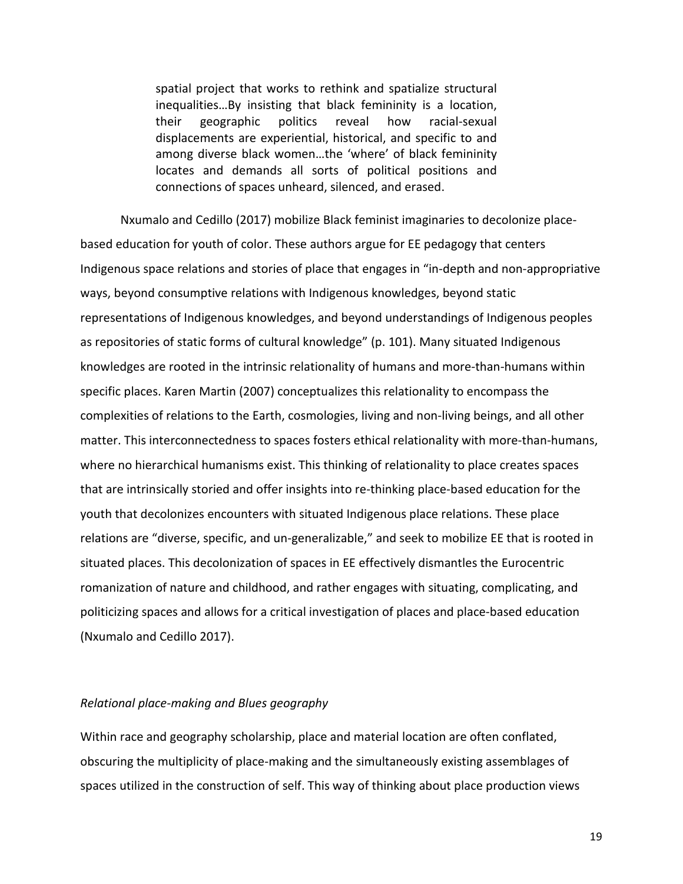> spatial project that works to rethink and spatialize structural inequalities…By insisting that black femininity is a location, their geographic politics reveal how racial-sexual displacements are experiential, historical, and specific to and among diverse black women…the 'where' of black femininity locates and demands all sorts of political positions and connections of spaces unheard, silenced, and erased.

Nxumalo and Cedillo (2017) mobilize Black feminist imaginaries to decolonize place-based education for youth of color. These authors argue for EE pedagogy that centers Indigenous space relations and stories of place that engages in "in-depth and non-appropriative ways, beyond consumptive relations with Indigenous knowledges, beyond static representations of Indigenous knowledges, and beyond understandings of Indigenous peoples as repositories of static forms of cultural knowledge" (p. 101). Many situated Indigenous knowledges are rooted in the intrinsic relationality of humans and more-than-humans within specific places. Karen Martin (2007) conceptualizes this relationality to encompass the complexities of relations to the Earth, cosmologies, living and non-living beings, and all other matter. This interconnectedness to spaces fosters ethical relationality with more-than-humans, where no hierarchical humanisms exist. This thinking of relationality to place creates spaces that are intrinsically storied and offer insights into re-thinking place-based education for the youth that decolonizes encounters with situated Indigenous place relations. These place relations are "diverse, specific, and un-generalizable," and seek to mobilize EE that is rooted in situated places. This decolonization of spaces in EE effectively dismantles the Eurocentric romanization of nature and childhood, and rather engages with situating, complicating, and politicizing spaces and allows for a critical investigation of places and place-based education (Nxumalo and Cedillo 2017).

*Relational place-making and Blues geography*

Within race and geography scholarship, place and material location are often conflated, obscuring the multiplicity of place-making and the simultaneously existing assemblages of spaces utilized in the construction of self. This way of thinking about place production views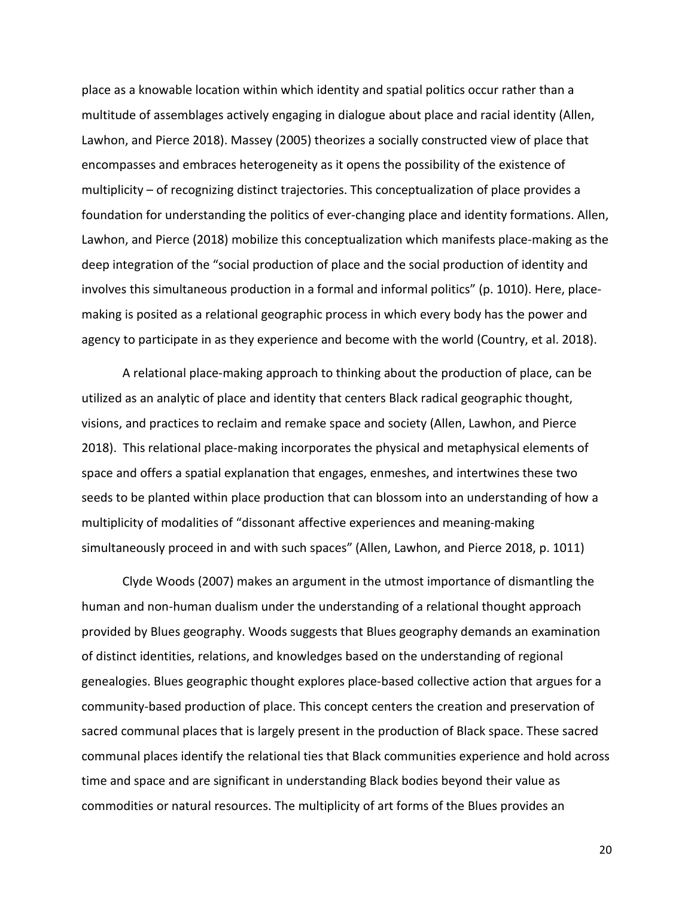place as a knowable location within which identity and spatial politics occur rather than a multitude of assemblages actively engaging in dialogue about place and racial identity (Allen, Lawhon, and Pierce 2018). Massey (2005) theorizes a socially constructed view of place that encompasses and embraces heterogeneity as it opens the possibility of the existence of multiplicity – of recognizing distinct trajectories. This conceptualization of place provides a foundation for understanding the politics of ever-changing place and identity formations. Allen, Lawhon, and Pierce (2018) mobilize this conceptualization which manifests place-making as the deep integration of the "social production of place and the social production of identity and involves this simultaneous production in a formal and informal politics" (p. 1010). Here, place-making is posited as a relational geographic process in which every body has the power and agency to participate in as they experience and become with the world (Country, et al. 2018).

A relational place-making approach to thinking about the production of place, can be utilized as an analytic of place and identity that centers Black radical geographic thought, visions, and practices to reclaim and remake space and society (Allen, Lawhon, and Pierce 2018). This relational place-making incorporates the physical and metaphysical elements of space and offers a spatial explanation that engages, enmeshes, and intertwines these two seeds to be planted within place production that can blossom into an understanding of how a multiplicity of modalities of "dissonant affective experiences and meaning-making simultaneously proceed in and with such spaces" (Allen, Lawhon, and Pierce 2018, p. 1011)

Clyde Woods (2007) makes an argument in the utmost importance of dismantling the human and non-human dualism under the understanding of a relational thought approach provided by Blues geography. Woods suggests that Blues geography demands an examination of distinct identities, relations, and knowledges based on the understanding of regional genealogies. Blues geographic thought explores place-based collective action that argues for a community-based production of place. This concept centers the creation and preservation of sacred communal places that is largely present in the production of Black space. These sacred communal places identify the relational ties that Black communities experience and hold across time and space and are significant in understanding Black bodies beyond their value as commodities or natural resources. The multiplicity of art forms of the Blues provides an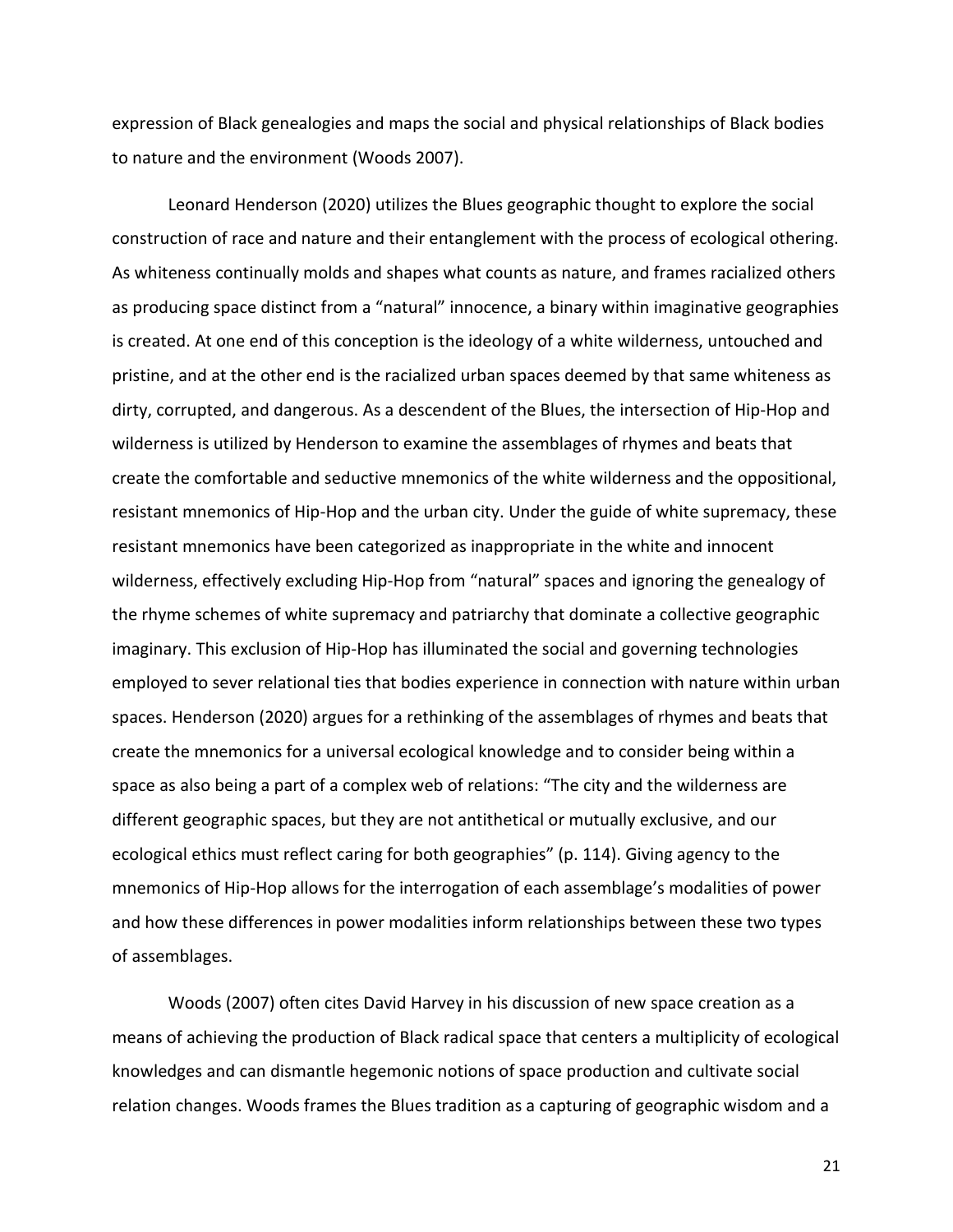expression of Black genealogies and maps the social and physical relationships of Black bodies to nature and the environment (Woods 2007).

Leonard Henderson (2020) utilizes the Blues geographic thought to explore the social construction of race and nature and their entanglement with the process of ecological othering. As whiteness continually molds and shapes what counts as nature, and frames racialized others as producing space distinct from a "natural" innocence, a binary within imaginative geographies is created. At one end of this conception is the ideology of a white wilderness, untouched and pristine, and at the other end is the racialized urban spaces deemed by that same whiteness as dirty, corrupted, and dangerous. As a descendent of the Blues, the intersection of Hip-Hop and wilderness is utilized by Henderson to examine the assemblages of rhymes and beats that create the comfortable and seductive mnemonics of the white wilderness and the oppositional, resistant mnemonics of Hip-Hop and the urban city. Under the guide of white supremacy, these resistant mnemonics have been categorized as inappropriate in the white and innocent wilderness, effectively excluding Hip-Hop from "natural" spaces and ignoring the genealogy of the rhyme schemes of white supremacy and patriarchy that dominate a collective geographic imaginary. This exclusion of Hip-Hop has illuminated the social and governing technologies employed to sever relational ties that bodies experience in connection with nature within urban spaces. Henderson (2020) argues for a rethinking of the assemblages of rhymes and beats that create the mnemonics for a universal ecological knowledge and to consider being within a space as also being a part of a complex web of relations: "The city and the wilderness are different geographic spaces, but they are not antithetical or mutually exclusive, and our ecological ethics must reflect caring for both geographies" (p. 114). Giving agency to the mnemonics of Hip-Hop allows for the interrogation of each assemblage's modalities of power and how these differences in power modalities inform relationships between these two types of assemblages.

Woods (2007) often cites David Harvey in his discussion of new space creation as a means of achieving the production of Black radical space that centers a multiplicity of ecological knowledges and can dismantle hegemonic notions of space production and cultivate social relation changes. Woods frames the Blues tradition as a capturing of geographic wisdom and a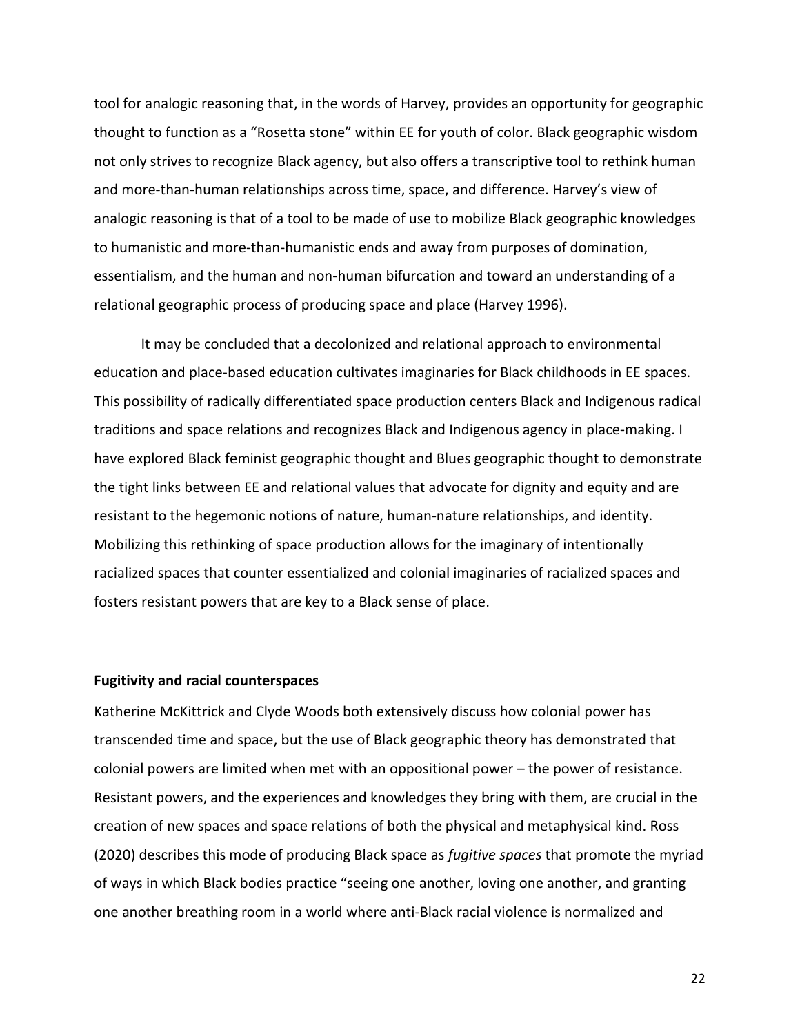tool for analogic reasoning that, in the words of Harvey, provides an opportunity for geographic thought to function as a "Rosetta stone" within EE for youth of color. Black geographic wisdom not only strives to recognize Black agency, but also offers a transcriptive tool to rethink human and more-than-human relationships across time, space, and difference. Harvey's view of analogic reasoning is that of a tool to be made of use to mobilize Black geographic knowledges to humanistic and more-than-humanistic ends and away from purposes of domination, essentialism, and the human and non-human bifurcation and toward an understanding of a relational geographic process of producing space and place (Harvey 1996).

It may be concluded that a decolonized and relational approach to environmental education and place-based education cultivates imaginaries for Black childhoods in EE spaces. This possibility of radically differentiated space production centers Black and Indigenous radical traditions and space relations and recognizes Black and Indigenous agency in place-making. I have explored Black feminist geographic thought and Blues geographic thought to demonstrate the tight links between EE and relational values that advocate for dignity and equity and are resistant to the hegemonic notions of nature, human-nature relationships, and identity. Mobilizing this rethinking of space production allows for the imaginary of intentionally racialized spaces that counter essentialized and colonial imaginaries of racialized spaces and fosters resistant powers that are key to a Black sense of place.

**Fugitivity and racial counterspaces**

Katherine McKittrick and Clyde Woods both extensively discuss how colonial power has transcended time and space, but the use of Black geographic theory has demonstrated that colonial powers are limited when met with an oppositional power – the power of resistance. Resistant powers, and the experiences and knowledges they bring with them, are crucial in the creation of new spaces and space relations of both the physical and metaphysical kind. Ross (2020) describes this mode of producing Black space as *fugitive spaces* that promote the myriad of ways in which Black bodies practice "seeing one another, loving one another, and granting one another breathing room in a world where anti-Black racial violence is normalized and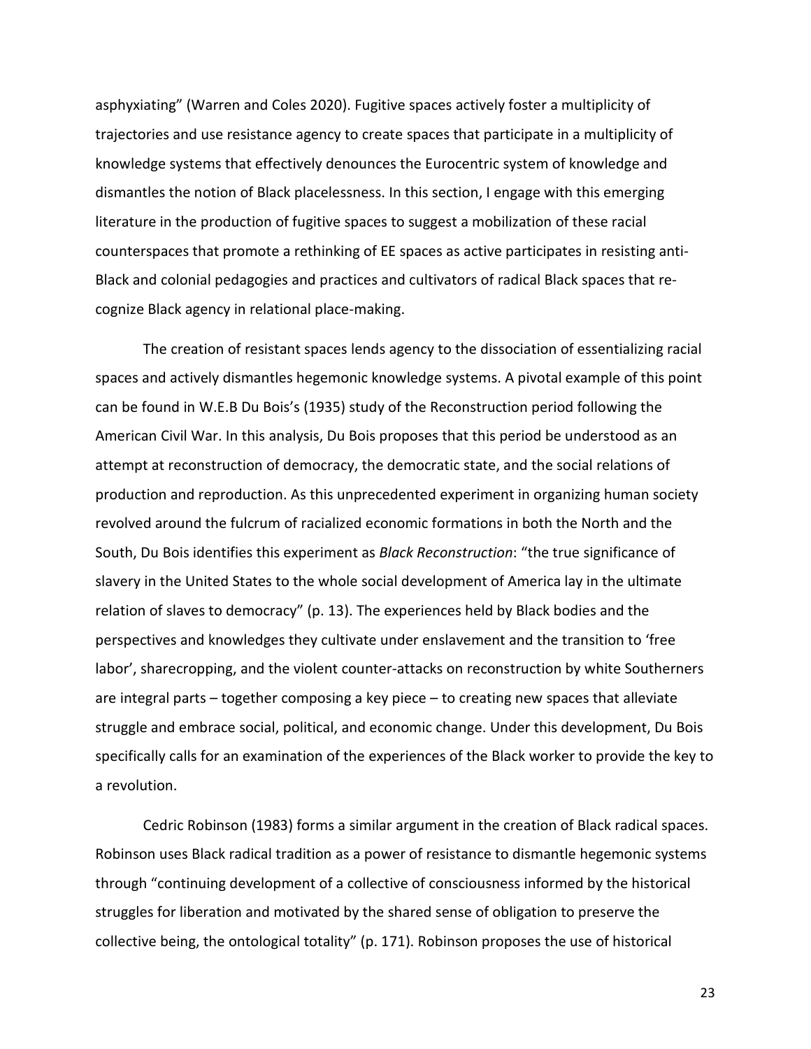asphyxiating" (Warren and Coles 2020). Fugitive spaces actively foster a multiplicity of trajectories and use resistance agency to create spaces that participate in a multiplicity of knowledge systems that effectively denounces the Eurocentric system of knowledge and dismantles the notion of Black placelessness. In this section, I engage with this emerging literature in the production of fugitive spaces to suggest a mobilization of these racial counterspaces that promote a rethinking of EE spaces as active participates in resisting anti-Black and colonial pedagogies and practices and cultivators of radical Black spaces that re-cognize Black agency in relational place-making.

The creation of resistant spaces lends agency to the dissociation of essentializing racial spaces and actively dismantles hegemonic knowledge systems. A pivotal example of this point can be found in W.E.B Du Bois's (1935) study of the Reconstruction period following the American Civil War. In this analysis, Du Bois proposes that this period be understood as an attempt at reconstruction of democracy, the democratic state, and the social relations of production and reproduction. As this unprecedented experiment in organizing human society revolved around the fulcrum of racialized economic formations in both the North and the South, Du Bois identifies this experiment as *Black Reconstruction*: "the true significance of slavery in the United States to the whole social development of America lay in the ultimate relation of slaves to democracy" (p. 13). The experiences held by Black bodies and the perspectives and knowledges they cultivate under enslavement and the transition to 'free labor', sharecropping, and the violent counter-attacks on reconstruction by white Southerners are integral parts – together composing a key piece – to creating new spaces that alleviate struggle and embrace social, political, and economic change. Under this development, Du Bois specifically calls for an examination of the experiences of the Black worker to provide the key to a revolution.

Cedric Robinson (1983) forms a similar argument in the creation of Black radical spaces. Robinson uses Black radical tradition as a power of resistance to dismantle hegemonic systems through "continuing development of a collective of consciousness informed by the historical struggles for liberation and motivated by the shared sense of obligation to preserve the collective being, the ontological totality" (p. 171). Robinson proposes the use of historical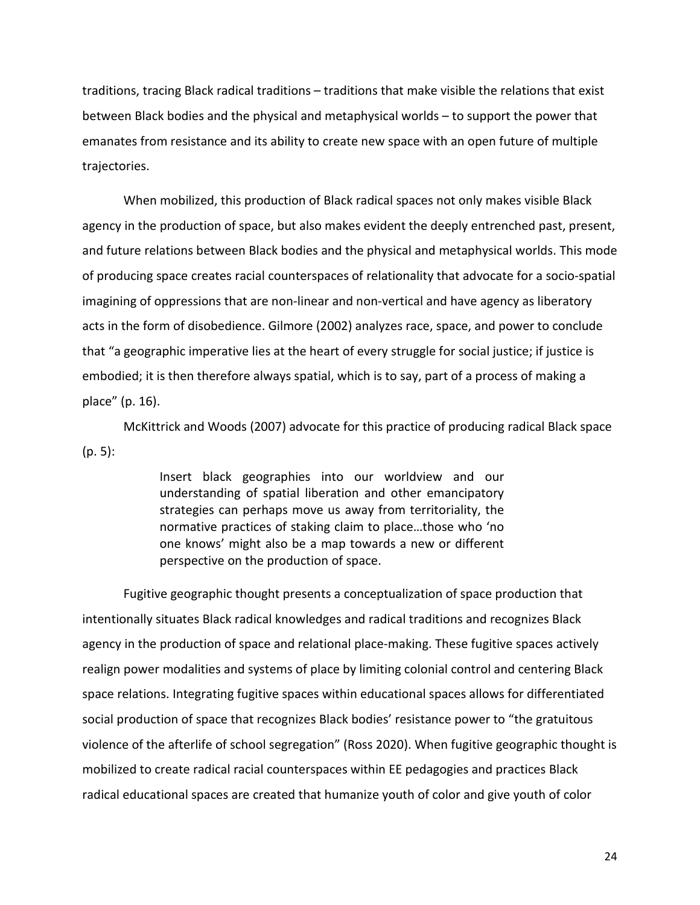traditions, tracing Black radical traditions – traditions that make visible the relations that exist between Black bodies and the physical and metaphysical worlds – to support the power that emanates from resistance and its ability to create new space with an open future of multiple trajectories.

When mobilized, this production of Black radical spaces not only makes visible Black agency in the production of space, but also makes evident the deeply entrenched past, present, and future relations between Black bodies and the physical and metaphysical worlds. This mode of producing space creates racial counterspaces of relationality that advocate for a socio-spatial imagining of oppressions that are non-linear and non-vertical and have agency as liberatory acts in the form of disobedience. Gilmore (2002) analyzes race, space, and power to conclude that "a geographic imperative lies at the heart of every struggle for social justice; if justice is embodied; it is then therefore always spatial, which is to say, part of a process of making a place" (p. 16).

McKittrick and Woods (2007) advocate for this practice of producing radical Black space (p. 5):

> Insert black geographies into our worldview and our understanding of spatial liberation and other emancipatory strategies can perhaps move us away from territoriality, the normative practices of staking claim to place…those who 'no one knows' might also be a map towards a new or different perspective on the production of space.

Fugitive geographic thought presents a conceptualization of space production that intentionally situates Black radical knowledges and radical traditions and recognizes Black agency in the production of space and relational place-making. These fugitive spaces actively realign power modalities and systems of place by limiting colonial control and centering Black space relations. Integrating fugitive spaces within educational spaces allows for differentiated social production of space that recognizes Black bodies' resistance power to "the gratuitous violence of the afterlife of school segregation" (Ross 2020). When fugitive geographic thought is mobilized to create radical racial counterspaces within EE pedagogies and practices Black radical educational spaces are created that humanize youth of color and give youth of color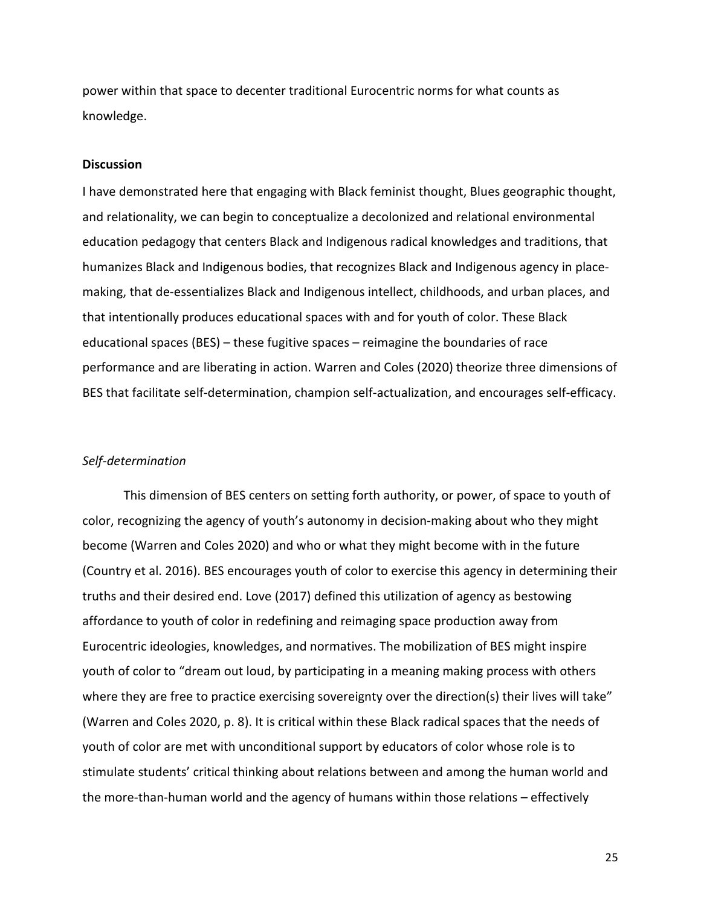power within that space to decenter traditional Eurocentric norms for what counts as knowledge.

## Discussion

I have demonstrated here that engaging with Black feminist thought, Blues geographic thought, and relationality, we can begin to conceptualize a decolonized and relational environmental education pedagogy that centers Black and Indigenous radical knowledges and traditions, that humanizes Black and Indigenous bodies, that recognizes Black and Indigenous agency in place-making, that de-essentializes Black and Indigenous intellect, childhoods, and urban places, and that intentionally produces educational spaces with and for youth of color. These Black educational spaces (BES) – these fugitive spaces – reimagine the boundaries of race performance and are liberating in action. Warren and Coles (2020) theorize three dimensions of BES that facilitate self-determination, champion self-actualization, and encourages self-efficacy.

### *Self-determination*

This dimension of BES centers on setting forth authority, or power, of space to youth of color, recognizing the agency of youth's autonomy in decision-making about who they might become (Warren and Coles 2020) and who or what they might become with in the future (Country et al. 2016). BES encourages youth of color to exercise this agency in determining their truths and their desired end. Love (2017) defined this utilization of agency as bestowing affordance to youth of color in redefining and reimaging space production away from Eurocentric ideologies, knowledges, and normatives. The mobilization of BES might inspire youth of color to "dream out loud, by participating in a meaning making process with others where they are free to practice exercising sovereignty over the direction(s) their lives will take" (Warren and Coles 2020, p. 8). It is critical within these Black radical spaces that the needs of youth of color are met with unconditional support by educators of color whose role is to stimulate students' critical thinking about relations between and among the human world and the more-than-human world and the agency of humans within those relations – effectively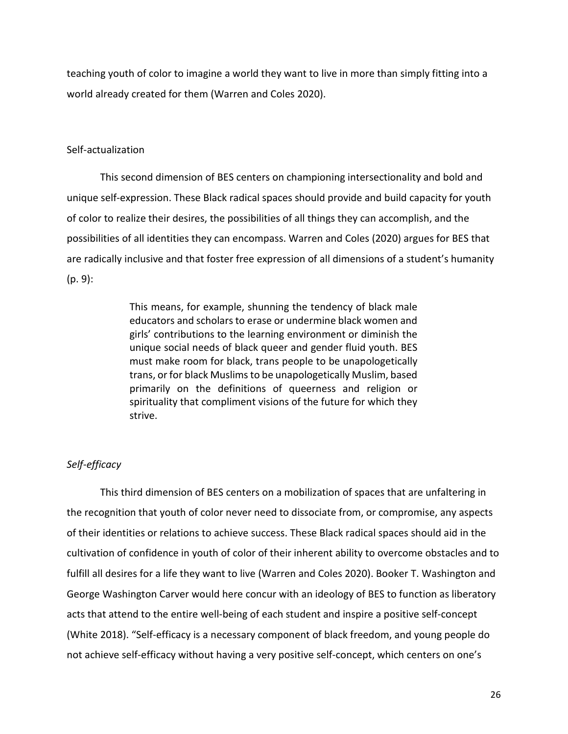teaching youth of color to imagine a world they want to live in more than simply fitting into a world already created for them (Warren and Coles 2020).

### Self-actualization

This second dimension of BES centers on championing intersectionality and bold and unique self-expression. These Black radical spaces should provide and build capacity for youth of color to realize their desires, the possibilities of all things they can accomplish, and the possibilities of all identities they can encompass. Warren and Coles (2020) argues for BES that are radically inclusive and that foster free expression of all dimensions of a student's humanity (p. 9):

> This means, for example, shunning the tendency of black male educators and scholars to erase or undermine black women and girls' contributions to the learning environment or diminish the unique social needs of black queer and gender fluid youth. BES must make room for black, trans people to be unapologetically trans, or for black Muslims to be unapologetically Muslim, based primarily on the definitions of queerness and religion or spirituality that compliment visions of the future for which they strive.

### *Self-efficacy*

This third dimension of BES centers on a mobilization of spaces that are unfaltering in the recognition that youth of color never need to dissociate from, or compromise, any aspects of their identities or relations to achieve success. These Black radical spaces should aid in the cultivation of confidence in youth of color of their inherent ability to overcome obstacles and to fulfill all desires for a life they want to live (Warren and Coles 2020). Booker T. Washington and George Washington Carver would here concur with an ideology of BES to function as liberatory acts that attend to the entire well-being of each student and inspire a positive self-concept (White 2018). "Self-efficacy is a necessary component of black freedom, and young people do not achieve self-efficacy without having a very positive self-concept, which centers on one's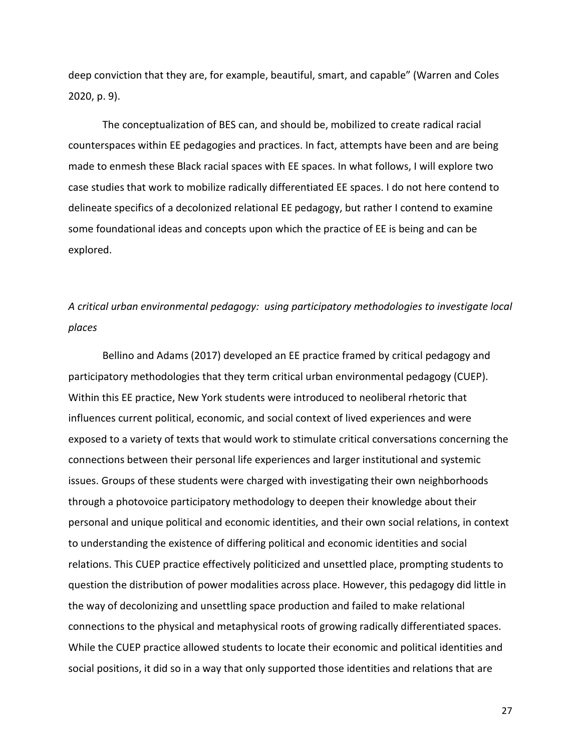deep conviction that they are, for example, beautiful, smart, and capable" (Warren and Coles 2020, p. 9).

The conceptualization of BES can, and should be, mobilized to create radical racial counterspaces within EE pedagogies and practices. In fact, attempts have been and are being made to enmesh these Black racial spaces with EE spaces. In what follows, I will explore two case studies that work to mobilize radically differentiated EE spaces. I do not here contend to delineate specifics of a decolonized relational EE pedagogy, but rather I contend to examine some foundational ideas and concepts upon which the practice of EE is being and can be explored.

*A critical urban environmental pedagogy: using participatory methodologies to investigate local places*

Bellino and Adams (2017) developed an EE practice framed by critical pedagogy and participatory methodologies that they term critical urban environmental pedagogy (CUEP). Within this EE practice, New York students were introduced to neoliberal rhetoric that influences current political, economic, and social context of lived experiences and were exposed to a variety of texts that would work to stimulate critical conversations concerning the connections between their personal life experiences and larger institutional and systemic issues. Groups of these students were charged with investigating their own neighborhoods through a photovoice participatory methodology to deepen their knowledge about their personal and unique political and economic identities, and their own social relations, in context to understanding the existence of differing political and economic identities and social relations. This CUEP practice effectively politicized and unsettled place, prompting students to question the distribution of power modalities across place. However, this pedagogy did little in the way of decolonizing and unsettling space production and failed to make relational connections to the physical and metaphysical roots of growing radically differentiated spaces. While the CUEP practice allowed students to locate their economic and political identities and social positions, it did so in a way that only supported those identities and relations that are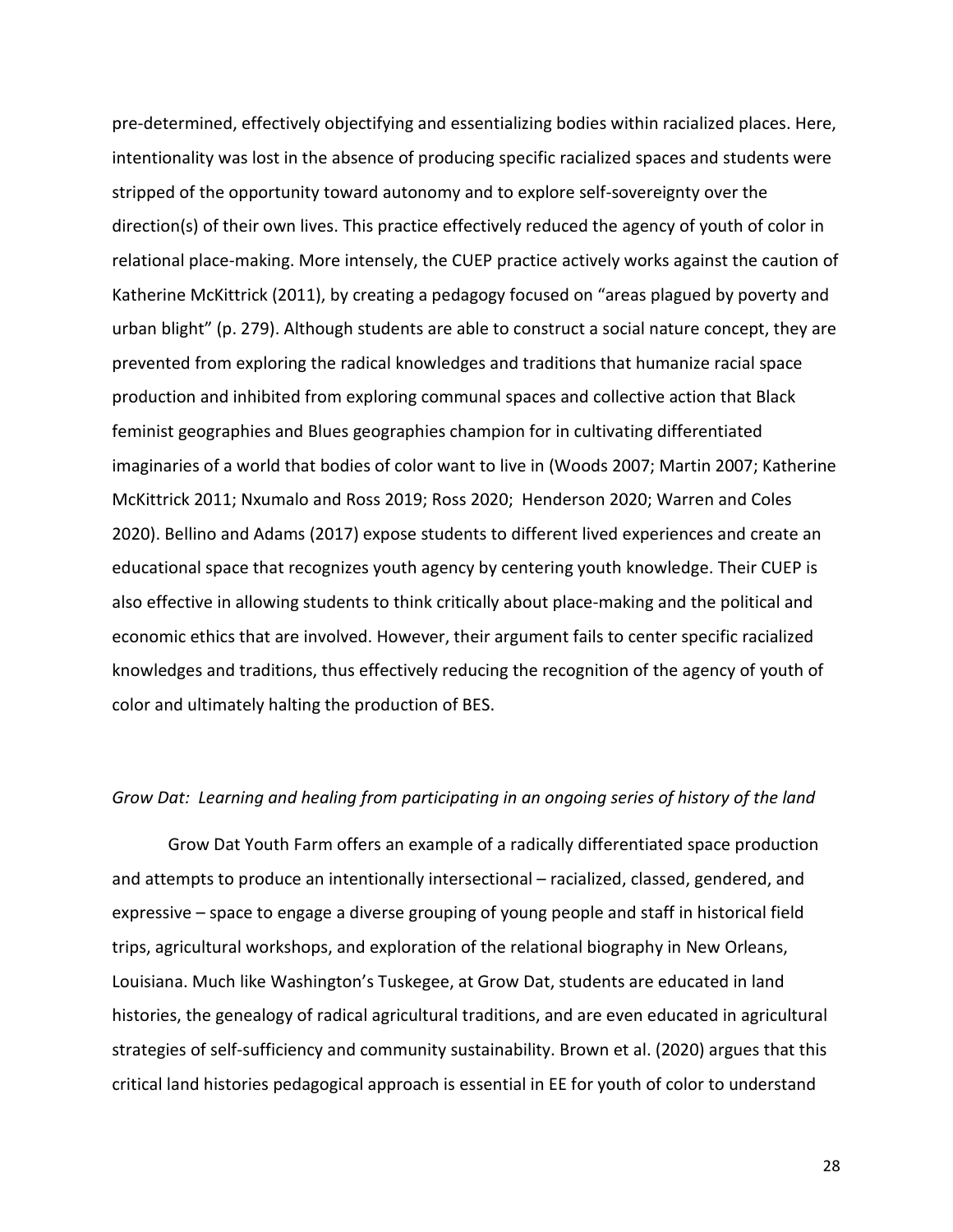pre-determined, effectively objectifying and essentializing bodies within racialized places. Here, intentionality was lost in the absence of producing specific racialized spaces and students were stripped of the opportunity toward autonomy and to explore self-sovereignty over the direction(s) of their own lives. This practice effectively reduced the agency of youth of color in relational place-making. More intensely, the CUEP practice actively works against the caution of Katherine McKittrick (2011), by creating a pedagogy focused on "areas plagued by poverty and urban blight" (p. 279). Although students are able to construct a social nature concept, they are prevented from exploring the radical knowledges and traditions that humanize racial space production and inhibited from exploring communal spaces and collective action that Black feminist geographies and Blues geographies champion for in cultivating differentiated imaginaries of a world that bodies of color want to live in (Woods 2007; Martin 2007; Katherine McKittrick 2011; Nxumalo and Ross 2019; Ross 2020; Henderson 2020; Warren and Coles 2020). Bellino and Adams (2017) expose students to different lived experiences and create an educational space that recognizes youth agency by centering youth knowledge. Their CUEP is also effective in allowing students to think critically about place-making and the political and economic ethics that are involved. However, their argument fails to center specific racialized knowledges and traditions, thus effectively reducing the recognition of the agency of youth of color and ultimately halting the production of BES.

*Grow Dat: Learning and healing from participating in an ongoing series of history of the land*

Grow Dat Youth Farm offers an example of a radically differentiated space production and attempts to produce an intentionally intersectional – racialized, classed, gendered, and expressive – space to engage a diverse grouping of young people and staff in historical field trips, agricultural workshops, and exploration of the relational biography in New Orleans, Louisiana. Much like Washington's Tuskegee, at Grow Dat, students are educated in land histories, the genealogy of radical agricultural traditions, and are even educated in agricultural strategies of self-sufficiency and community sustainability. Brown et al. (2020) argues that this critical land histories pedagogical approach is essential in EE for youth of color to understand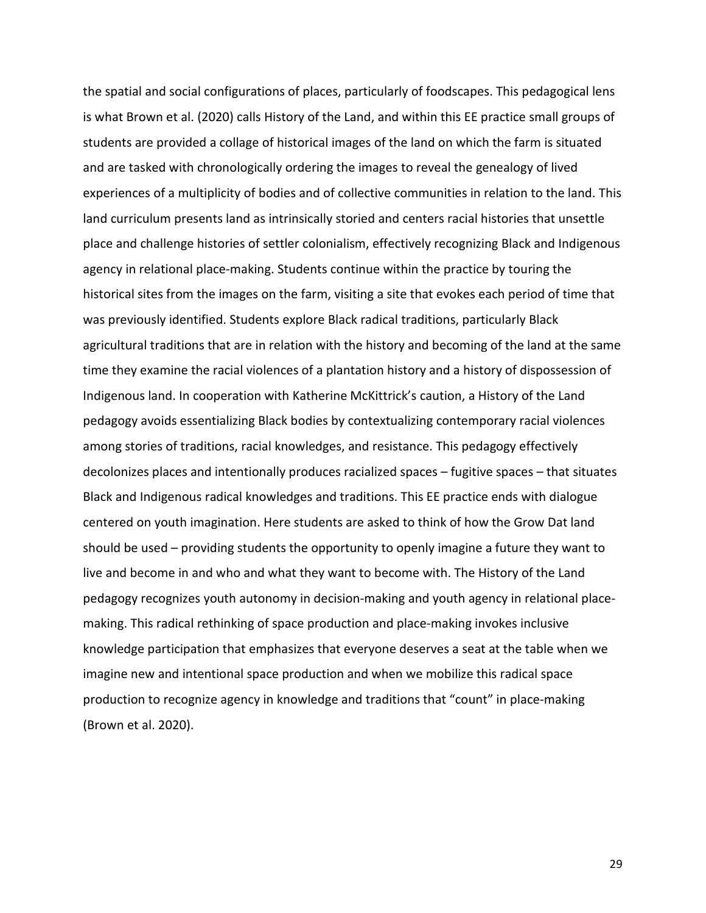the spatial and social configurations of places, particularly of foodscapes. This pedagogical lens is what Brown et al. (2020) calls History of the Land, and within this EE practice small groups of students are provided a collage of historical images of the land on which the farm is situated and are tasked with chronologically ordering the images to reveal the genealogy of lived experiences of a multiplicity of bodies and of collective communities in relation to the land. This land curriculum presents land as intrinsically storied and centers racial histories that unsettle place and challenge histories of settler colonialism, effectively recognizing Black and Indigenous agency in relational place-making. Students continue within the practice by touring the historical sites from the images on the farm, visiting a site that evokes each period of time that was previously identified. Students explore Black radical traditions, particularly Black agricultural traditions that are in relation with the history and becoming of the land at the same time they examine the racial violences of a plantation history and a history of dispossession of Indigenous land. In cooperation with Katherine McKittrick's caution, a History of the Land pedagogy avoids essentializing Black bodies by contextualizing contemporary racial violences among stories of traditions, racial knowledges, and resistance. This pedagogy effectively decolonizes places and intentionally produces racialized spaces – fugitive spaces – that situates Black and Indigenous radical knowledges and traditions. This EE practice ends with dialogue centered on youth imagination. Here students are asked to think of how the Grow Dat land should be used – providing students the opportunity to openly imagine a future they want to live and become in and who and what they want to become with. The History of the Land pedagogy recognizes youth autonomy in decision-making and youth agency in relational place-making. This radical rethinking of space production and place-making invokes inclusive knowledge participation that emphasizes that everyone deserves a seat at the table when we imagine new and intentional space production and when we mobilize this radical space production to recognize agency in knowledge and traditions that "count" in place-making (Brown et al. 2020).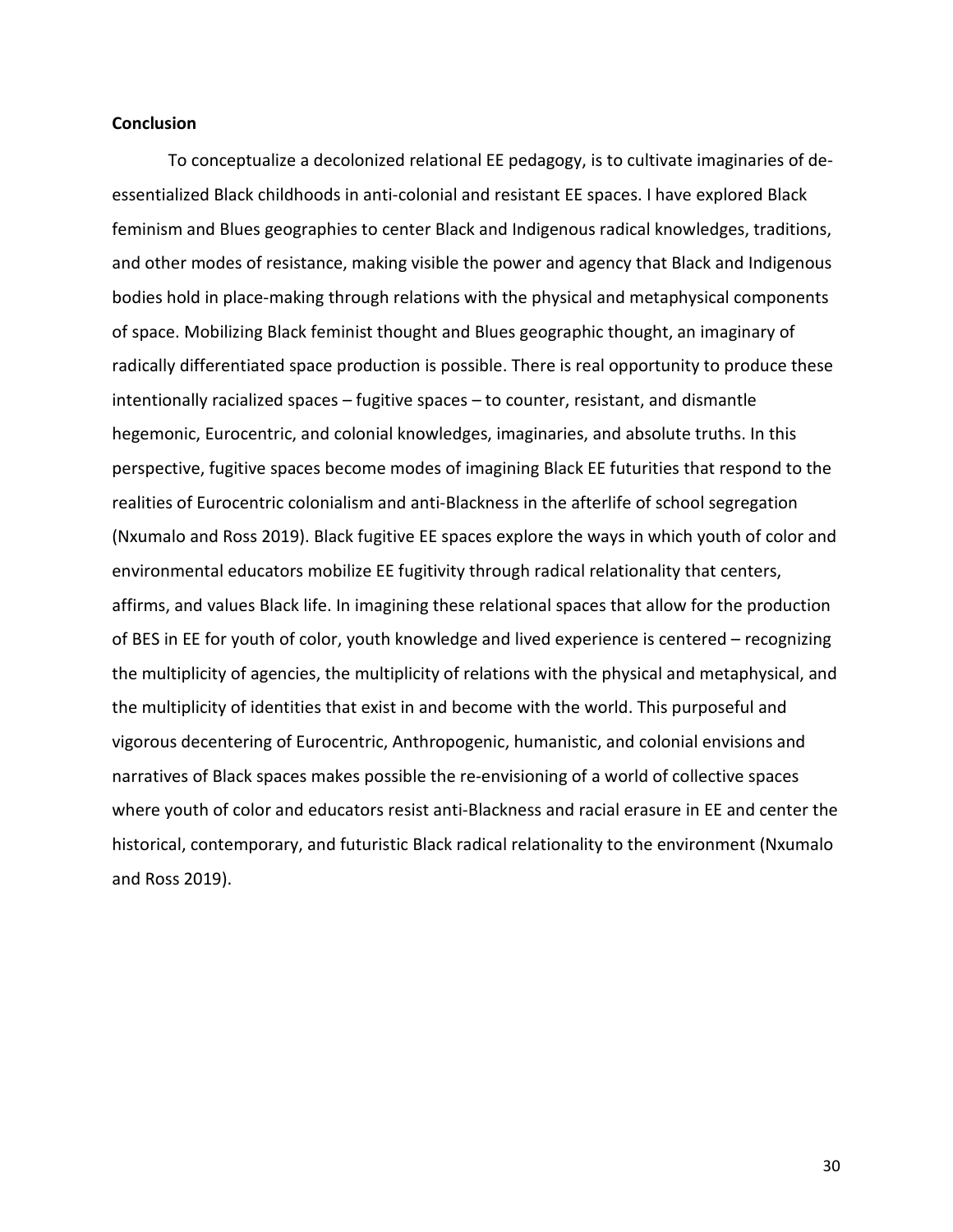**Conclusion**

To conceptualize a decolonized relational EE pedagogy, is to cultivate imaginaries of de-essentialized Black childhoods in anti-colonial and resistant EE spaces. I have explored Black feminism and Blues geographies to center Black and Indigenous radical knowledges, traditions, and other modes of resistance, making visible the power and agency that Black and Indigenous bodies hold in place-making through relations with the physical and metaphysical components of space. Mobilizing Black feminist thought and Blues geographic thought, an imaginary of radically differentiated space production is possible. There is real opportunity to produce these intentionally racialized spaces – fugitive spaces – to counter, resistant, and dismantle hegemonic, Eurocentric, and colonial knowledges, imaginaries, and absolute truths. In this perspective, fugitive spaces become modes of imagining Black EE futurities that respond to the realities of Eurocentric colonialism and anti-Blackness in the afterlife of school segregation (Nxumalo and Ross 2019). Black fugitive EE spaces explore the ways in which youth of color and environmental educators mobilize EE fugitivity through radical relationality that centers, affirms, and values Black life. In imagining these relational spaces that allow for the production of BES in EE for youth of color, youth knowledge and lived experience is centered – recognizing the multiplicity of agencies, the multiplicity of relations with the physical and metaphysical, and the multiplicity of identities that exist in and become with the world. This purposeful and vigorous decentering of Eurocentric, Anthropogenic, humanistic, and colonial envisions and narratives of Black spaces makes possible the re-envisioning of a world of collective spaces where youth of color and educators resist anti-Blackness and racial erasure in EE and center the historical, contemporary, and futuristic Black radical relationality to the environment (Nxumalo and Ross 2019).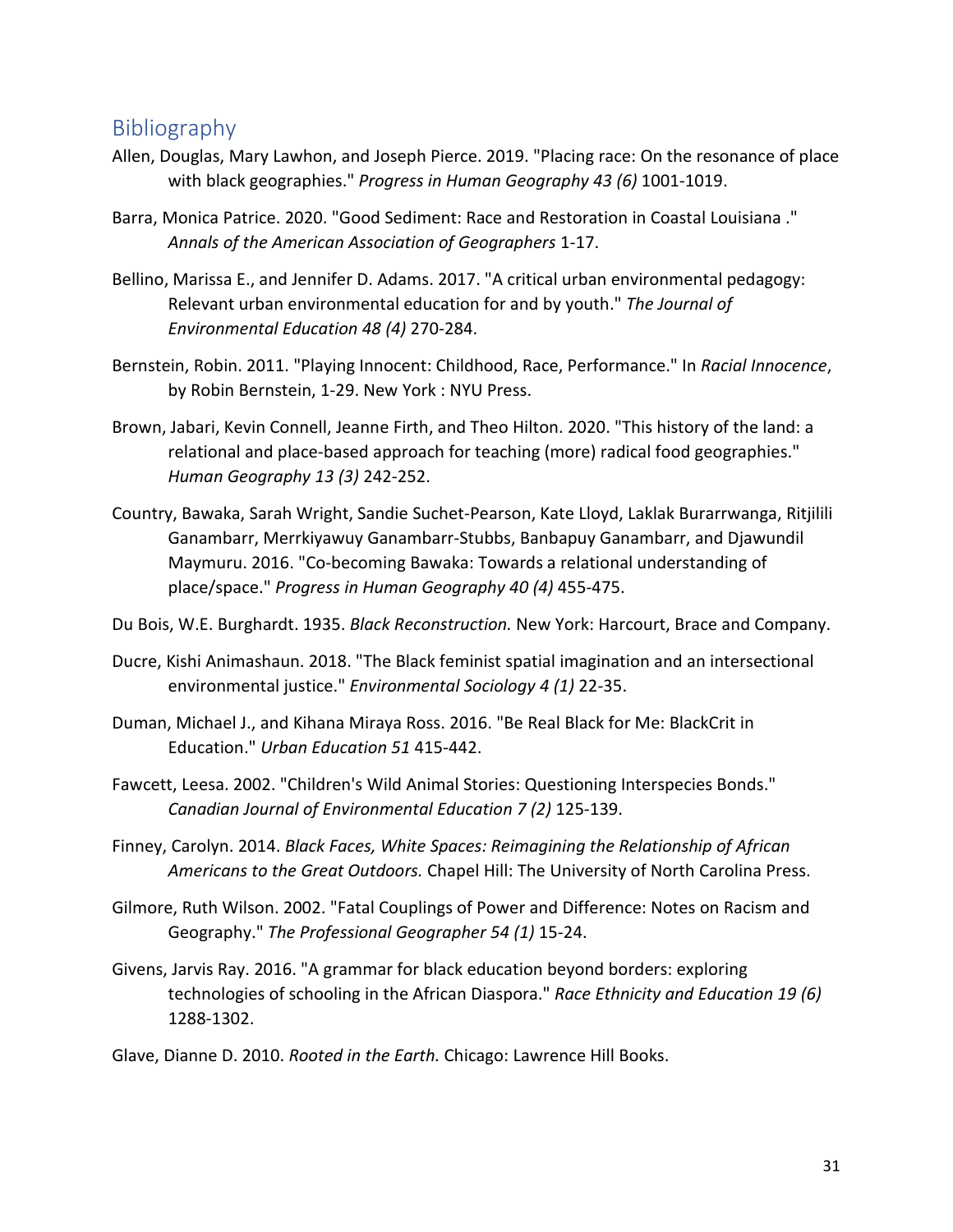## Bibliography

Allen, Douglas, Mary Lawhon, and Joseph Pierce. 2019. "Placing race: On the resonance of place with black geographies." *Progress in Human Geography 43 (6)* 1001-1019.

Barra, Monica Patrice. 2020. "Good Sediment: Race and Restoration in Coastal Louisiana ." *Annals of the American Association of Geographers* 1-17.

Bellino, Marissa E., and Jennifer D. Adams. 2017. "A critical urban environmental pedagogy: Relevant urban environmental education for and by youth." *The Journal of Environmental Education 48 (4)* 270-284.

Bernstein, Robin. 2011. "Playing Innocent: Childhood, Race, Performance." In *Racial Innocence*, by Robin Bernstein, 1-29. New York : NYU Press.

Brown, Jabari, Kevin Connell, Jeanne Firth, and Theo Hilton. 2020. "This history of the land: a relational and place-based approach for teaching (more) radical food geographies." *Human Geography 13 (3)* 242-252.

Country, Bawaka, Sarah Wright, Sandie Suchet-Pearson, Kate Lloyd, Laklak Burarrwanga, Ritjilili Ganambarr, Merrkiyawuy Ganambarr-Stubbs, Banbapuy Ganambarr, and Djawundil Maymuru. 2016. "Co-becoming Bawaka: Towards a relational understanding of place/space." *Progress in Human Geography 40 (4)* 455-475.

Du Bois, W.E. Burghardt. 1935. *Black Reconstruction.* New York: Harcourt, Brace and Company.

Ducre, Kishi Animashaun. 2018. "The Black feminist spatial imagination and an intersectional environmental justice." *Environmental Sociology 4 (1)* 22-35.

Duman, Michael J., and Kihana Miraya Ross. 2016. "Be Real Black for Me: BlackCrit in Education." *Urban Education 51* 415-442.

Fawcett, Leesa. 2002. "Children's Wild Animal Stories: Questioning Interspecies Bonds." *Canadian Journal of Environmental Education 7 (2)* 125-139.

Finney, Carolyn. 2014. *Black Faces, White Spaces: Reimagining the Relationship of African Americans to the Great Outdoors.* Chapel Hill: The University of North Carolina Press.

Gilmore, Ruth Wilson. 2002. "Fatal Couplings of Power and Difference: Notes on Racism and Geography." *The Professional Geographer 54 (1)* 15-24.

Givens, Jarvis Ray. 2016. "A grammar for black education beyond borders: exploring technologies of schooling in the African Diaspora." *Race Ethnicity and Education 19 (6)* 1288-1302.

Glave, Dianne D. 2010. *Rooted in the Earth.* Chicago: Lawrence Hill Books.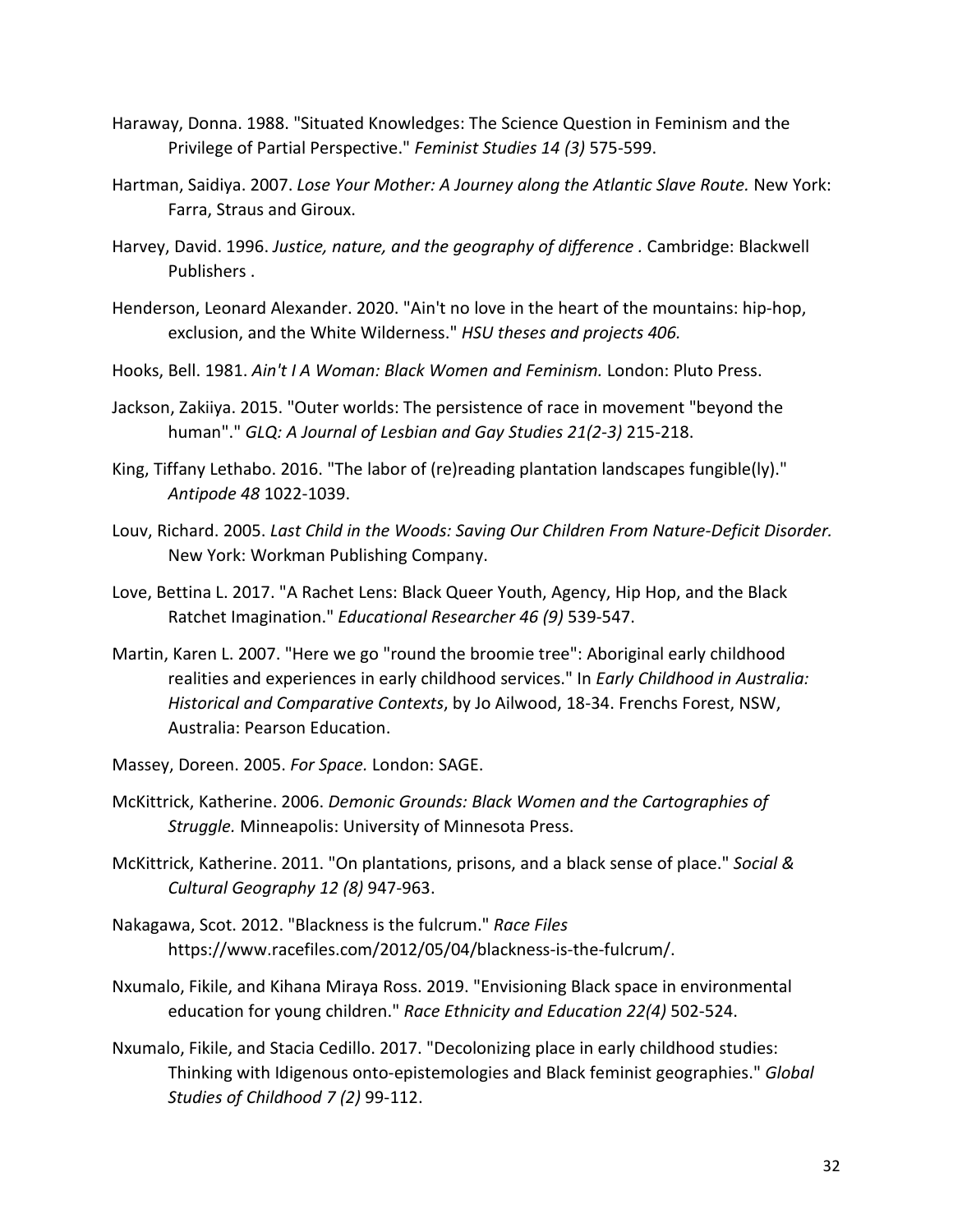Haraway, Donna. 1988. "Situated Knowledges: The Science Question in Feminism and the Privilege of Partial Perspective." *Feminist Studies 14 (3)* 575-599.

Hartman, Saidiya. 2007. *Lose Your Mother: A Journey along the Atlantic Slave Route.* New York: Farra, Straus and Giroux.

Harvey, David. 1996. *Justice, nature, and the geography of difference* . Cambridge: Blackwell Publishers .

Henderson, Leonard Alexander. 2020. "Ain't no love in the heart of the mountains: hip-hop, exclusion, and the White Wilderness." *HSU theses and projects 406.*

Hooks, Bell. 1981. *Ain't I A Woman: Black Women and Feminism.* London: Pluto Press.

Jackson, Zakiiya. 2015. "Outer worlds: The persistence of race in movement "beyond the human"." *GLQ: A Journal of Lesbian and Gay Studies 21(2-3)* 215-218.

King, Tiffany Lethabo. 2016. "The labor of (re)reading plantation landscapes fungible(ly)." *Antipode 48* 1022-1039.

Louv, Richard. 2005. *Last Child in the Woods: Saving Our Children From Nature-Deficit Disorder.* New York: Workman Publishing Company.

Love, Bettina L. 2017. "A Rachet Lens: Black Queer Youth, Agency, Hip Hop, and the Black Ratchet Imagination." *Educational Researcher 46 (9)* 539-547.

Martin, Karen L. 2007. "Here we go "round the broomie tree": Aboriginal early childhood realities and experiences in early childhood services." In *Early Childhood in Australia: Historical and Comparative Contexts*, by Jo Ailwood, 18-34. Frenchs Forest, NSW, Australia: Pearson Education.

Massey, Doreen. 2005. *For Space.* London: SAGE.

McKittrick, Katherine. 2006. *Demonic Grounds: Black Women and the Cartographies of Struggle.* Minneapolis: University of Minnesota Press.

McKittrick, Katherine. 2011. "On plantations, prisons, and a black sense of place." *Social & Cultural Geography 12 (8)* 947-963.

Nakagawa, Scot. 2012. "Blackness is the fulcrum." *Race Files* https://www.racefiles.com/2012/05/04/blackness-is-the-fulcrum/.

Nxumalo, Fikile, and Kihana Miraya Ross. 2019. "Envisioning Black space in environmental education for young children." *Race Ethnicity and Education 22(4)* 502-524.

Nxumalo, Fikile, and Stacia Cedillo. 2017. "Decolonizing place in early childhood studies: Thinking with Idigenous onto-epistemologies and Black feminist geographies." *Global Studies of Childhood 7 (2)* 99-112.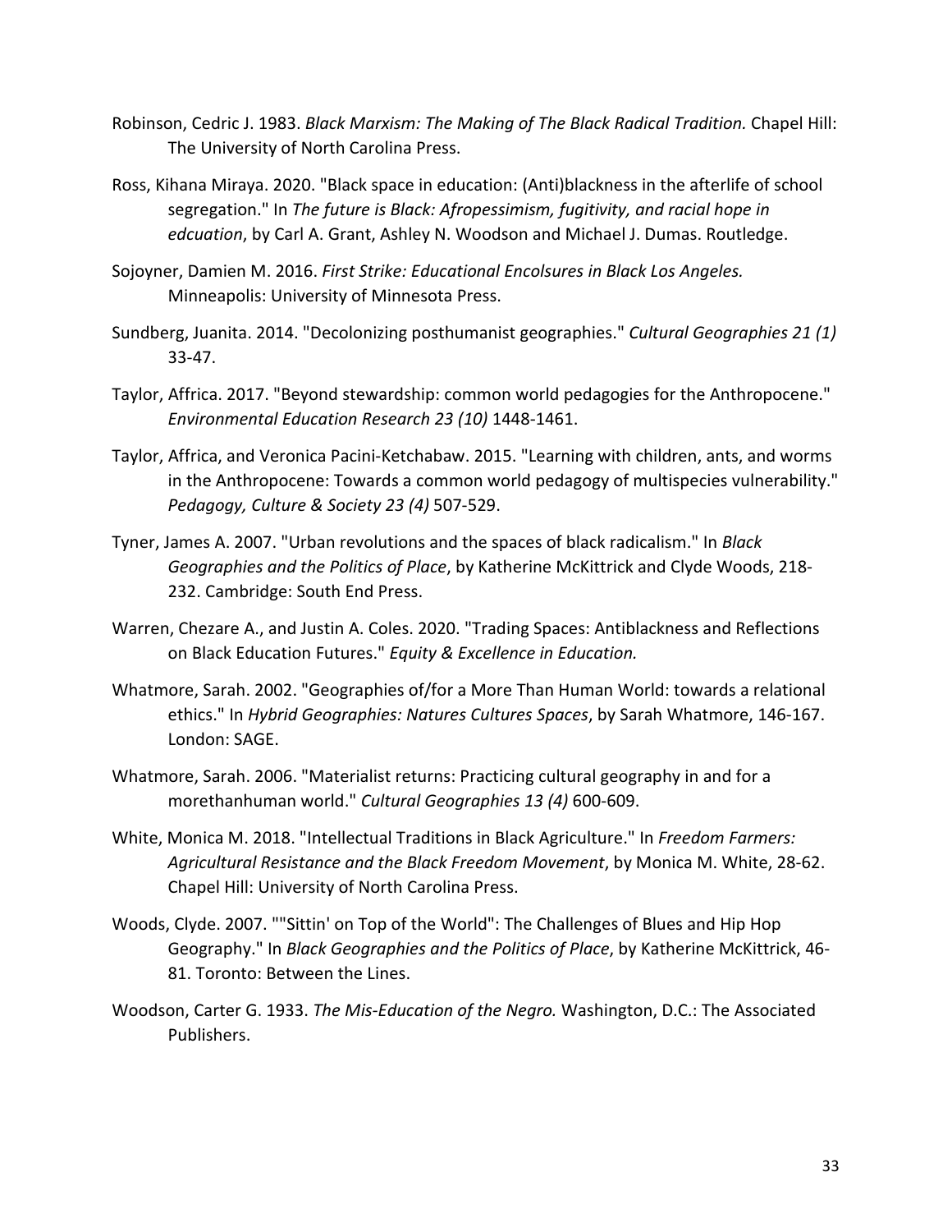Robinson, Cedric J. 1983. *Black Marxism: The Making of The Black Radical Tradition.* Chapel Hill: The University of North Carolina Press.

Ross, Kihana Miraya. 2020. "Black space in education: (Anti)blackness in the afterlife of school segregation." In *The future is Black: Afropessimism, fugitivity, and racial hope in edcuation*, by Carl A. Grant, Ashley N. Woodson and Michael J. Dumas. Routledge.

Sojoyner, Damien M. 2016. *First Strike: Educational Encolsures in Black Los Angeles.* Minneapolis: University of Minnesota Press.

Sundberg, Juanita. 2014. "Decolonizing posthumanist geographies." *Cultural Geographies 21 (1)* 33-47.

Taylor, Affrica. 2017. "Beyond stewardship: common world pedagogies for the Anthropocene." *Environmental Education Research 23 (10)* 1448-1461.

Taylor, Affrica, and Veronica Pacini-Ketchabaw. 2015. "Learning with children, ants, and worms in the Anthropocene: Towards a common world pedagogy of multispecies vulnerability." *Pedagogy, Culture & Society 23 (4)* 507-529.

Tyner, James A. 2007. "Urban revolutions and the spaces of black radicalism." In *Black Geographies and the Politics of Place*, by Katherine McKittrick and Clyde Woods, 218-232. Cambridge: South End Press.

Warren, Chezare A., and Justin A. Coles. 2020. "Trading Spaces: Antiblackness and Reflections on Black Education Futures." *Equity & Excellence in Education.*

Whatmore, Sarah. 2002. "Geographies of/for a More Than Human World: towards a relational ethics." In *Hybrid Geographies: Natures Cultures Spaces*, by Sarah Whatmore, 146-167. London: SAGE.

Whatmore, Sarah. 2006. "Materialist returns: Practicing cultural geography in and for a morethanhuman world." *Cultural Geographies 13 (4)* 600-609.

White, Monica M. 2018. "Intellectual Traditions in Black Agriculture." In *Freedom Farmers: Agricultural Resistance and the Black Freedom Movement*, by Monica M. White, 28-62. Chapel Hill: University of North Carolina Press.

Woods, Clyde. 2007. ""Sittin' on Top of the World": The Challenges of Blues and Hip Hop Geography." In *Black Geographies and the Politics of Place*, by Katherine McKittrick, 46-81. Toronto: Between the Lines.

Woodson, Carter G. 1933. *The Mis-Education of the Negro.* Washington, D.C.: The Associated Publishers.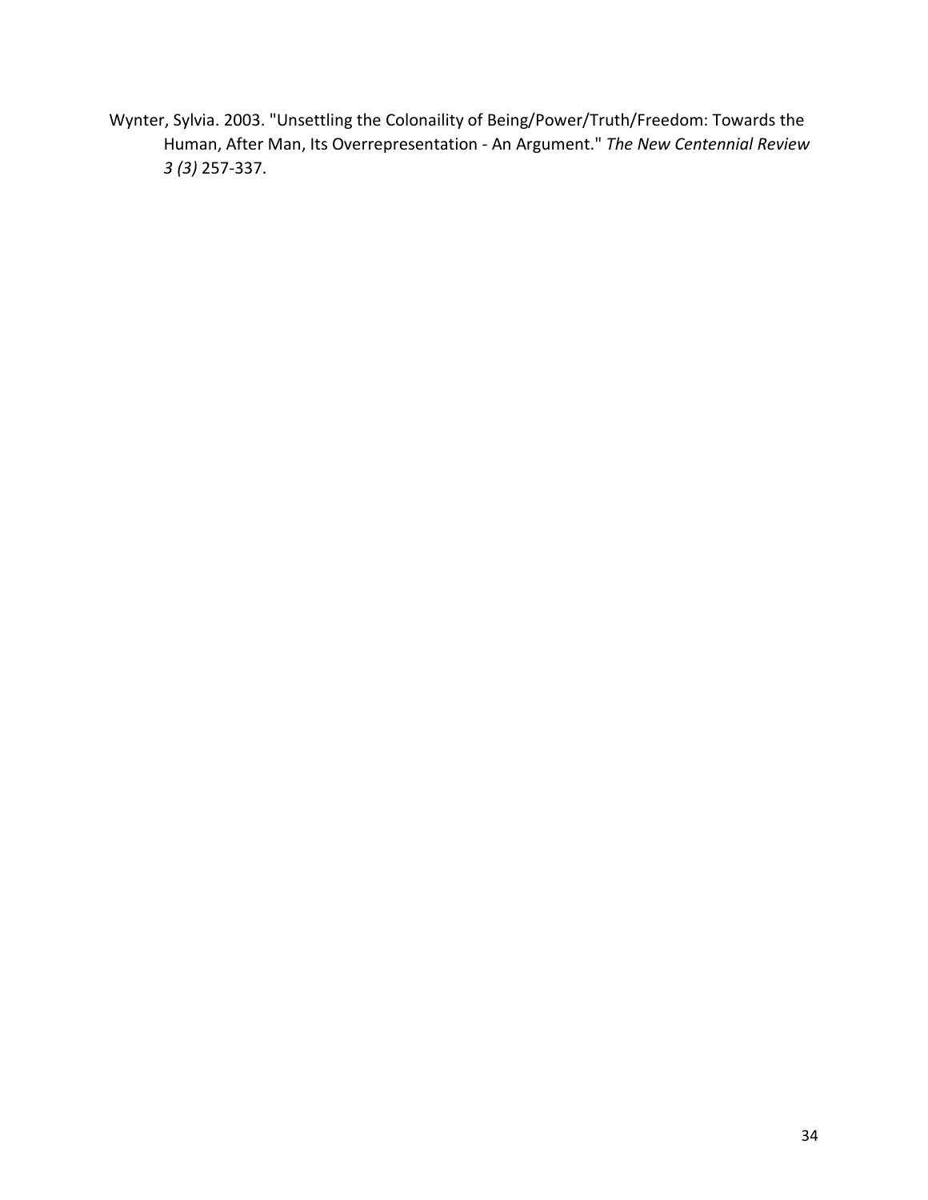Wynter, Sylvia. 2003. "Unsettling the Colonaility of Being/Power/Truth/Freedom: Towards the Human, After Man, Its Overrepresentation - An Argument." *The New Centennial Review 3 (3)* 257-337.